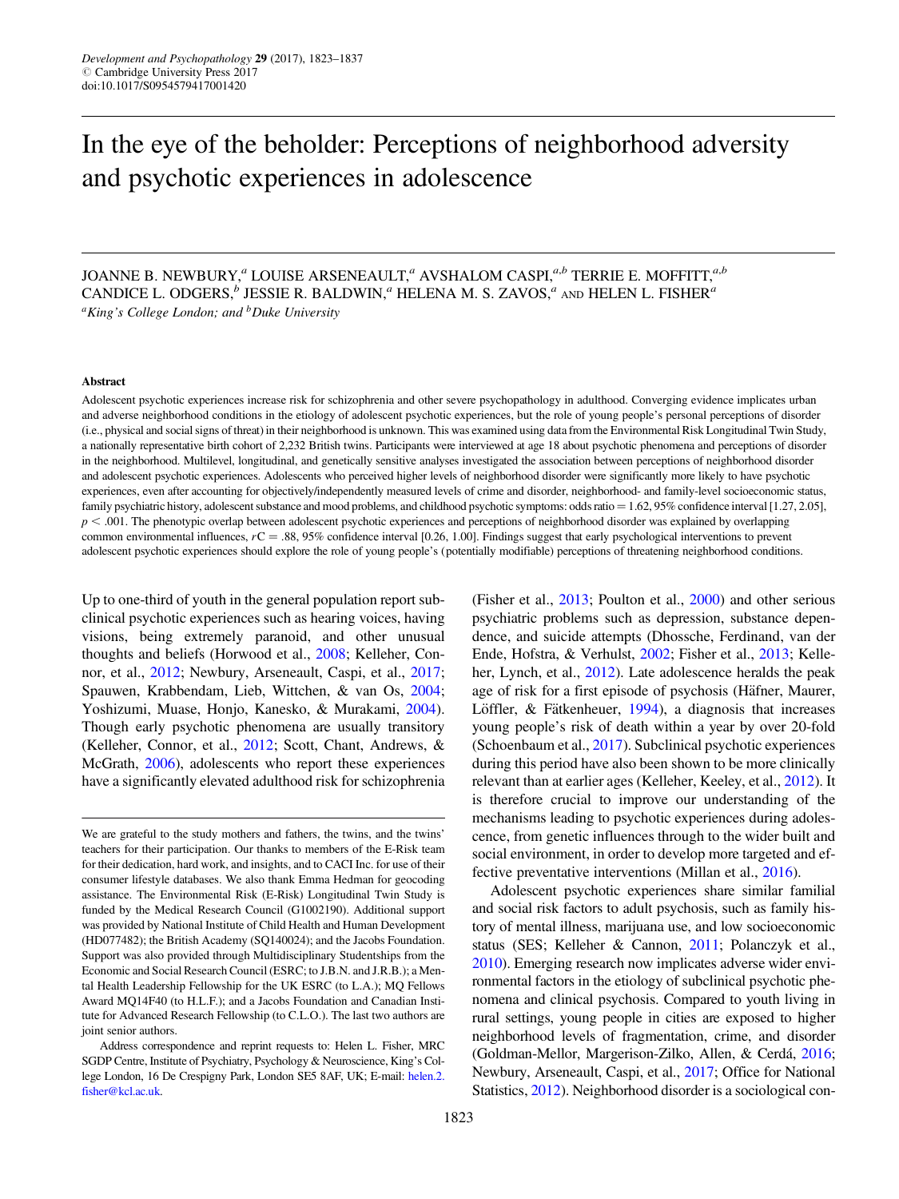# In the eye of the beholder: Perceptions of neighborhood adversity and psychotic experiences in adolescence

JOANNE B. NEWBURY,[a] LOUISE ARSENEAULT,[a] AVSHALOM CASPI,[a,b] TERRIE E. MOFFITT,[a,b] CANDICE L. ODGERS,[b] JESSIE R. BALDWIN,[a] HELENA M. S. ZAVOS,[a] AND HELEN L. FISHER[a]

[a]*King's College London; and* [b]*Duke University*

### Abstract

Adolescent psychotic experiences increase risk for schizophrenia and other severe psychopathology in adulthood. Converging evidence implicates urban and adverse neighborhood conditions in the etiology of adolescent psychotic experiences, but the role of young people's personal perceptions of disorder (i.e., physical and social signs of threat) in their neighborhood is unknown. This was examined using data from the Environmental Risk Longitudinal Twin Study, a nationally representative birth cohort of 2,232 British twins. Participants were interviewed at age 18 about psychotic phenomena and perceptions of disorder in the neighborhood. Multilevel, longitudinal, and genetically sensitive analyses investigated the association between perceptions of neighborhood disorder and adolescent psychotic experiences. Adolescents who perceived higher levels of neighborhood disorder were significantly more likely to have psychotic experiences, even after accounting for objectively/independently measured levels of crime and disorder, neighborhood- and family-level socioeconomic status, family psychiatric history, adolescent substance and mood problems, and childhood psychotic symptoms: odds ratio = 1.62, 95% confidence interval [1.27, 2.05], $p < .001$. The phenotypic overlap between adolescent psychotic experiences and perceptions of neighborhood disorder was explained by overlapping common environmental influences, $rC = .88$, 95% confidence interval [0.26, 1.00]. Findings suggest that early psychological interventions to prevent adolescent psychotic experiences should explore the role of young people's (potentially modifiable) perceptions of threatening neighborhood conditions.

Up to one-third of youth in the general population report subclinical psychotic experiences such as hearing voices, having visions, being extremely paranoid, and other unusual thoughts and beliefs (Horwood et al., 2008; Kelleher, Connor, et al., 2012; Newbury, Arseneault, Caspi, et al., 2017; Spauwen, Krabbendam, Lieb, Wittchen, & van Os, 2004; Yoshizumi, Muase, Honjo, Kanesko, & Murakami, 2004). Though early psychotic phenomena are usually transitory (Kelleher, Connor, et al., 2012; Scott, Chant, Andrews, & McGrath, 2006), adolescents who report these experiences have a significantly elevated adulthood risk for schizophrenia (Fisher et al., 2013; Poulton et al., 2000) and other serious psychiatric problems such as depression, substance dependence, and suicide attempts (Dhossche, Ferdinand, van der Ende, Hofstra, & Verhulst, 2002; Fisher et al., 2013; Kelleher, Lynch, et al., 2012). Late adolescence heralds the peak age of risk for a first episode of psychosis (Häfner, Maurer, Löffler, & Fätkenheuer, 1994), a diagnosis that increases young people's risk of death within a year by over 20-fold (Schoenbaum et al., 2017). Subclinical psychotic experiences during this period have also been shown to be more clinically relevant than at earlier ages (Kelleher, Keeley, et al., 2012). It is therefore crucial to improve our understanding of the mechanisms leading to psychotic experiences during adolescence, from genetic influences through to the wider built and social environment, in order to develop more targeted and effective preventative interventions (Millan et al., 2016).

Adolescent psychotic experiences share similar familial and social risk factors to adult psychosis, such as family history of mental illness, marijuana use, and low socioeconomic status (SES; Kelleher & Cannon, 2011; Polanczyk et al., 2010). Emerging research now implicates adverse wider environmental factors in the etiology of subclinical psychotic phenomena and clinical psychosis. Compared to youth living in rural settings, young people in cities are exposed to higher neighborhood levels of fragmentation, crime, and disorder (Goldman-Mellor, Margerison-Zilko, Allen, & Cerdá, 2016; Newbury, Arseneault, Caspi, et al., 2017; Office for National Statistics, 2012). Neighborhood disorder is a sociological con-

We are grateful to the study mothers and fathers, the twins, and the twins' teachers for their participation. Our thanks to members of the E-Risk team for their dedication, hard work, and insights, and to CACI Inc. for use of their consumer lifestyle databases. We also thank Emma Hedman for geocoding assistance. The Environmental Risk (E-Risk) Longitudinal Twin Study is funded by the Medical Research Council (G1002190). Additional support was provided by National Institute of Child Health and Human Development (HD077482); the British Academy (SQ140024); and the Jacobs Foundation. Support was also provided through Multidisciplinary Studentships from the Economic and Social Research Council (ESRC; to J.B.N. and J.R.B.); a Mental Health Leadership Fellowship for the UK ESRC (to L.A.); MQ Fellows Award MQ14F40 (to H.L.F.); and a Jacobs Foundation and Canadian Institute for Advanced Research Fellowship (to C.L.O.). The last two authors are joint senior authors.

Address correspondence and reprint requests to: Helen L. Fisher, MRC SGDP Centre, Institute of Psychiatry, Psychology & Neuroscience, King's College London, 16 De Crespigny Park, London SE5 8AF, UK; E-mail: helen.2.fisher@kcl.ac.uk.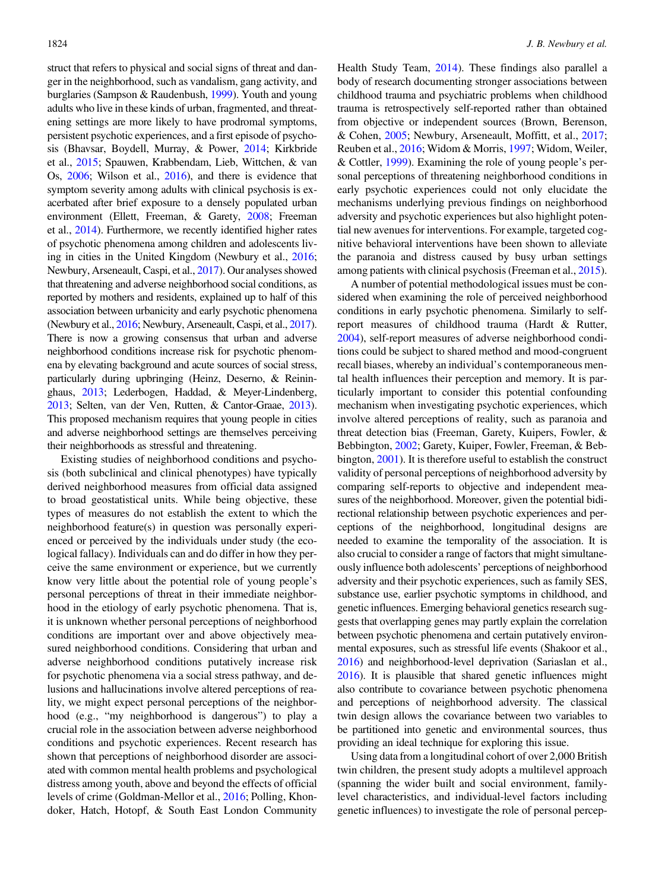struct that refers to physical and social signs of threat and danger in the neighborhood, such as vandalism, gang activity, and burglaries (Sampson & Raudenbush, 1999). Youth and young adults who live in these kinds of urban, fragmented, and threatening settings are more likely to have prodromal symptoms, persistent psychotic experiences, and a first episode of psychosis (Bhavsar, Boydell, Murray, & Power, 2014; Kirkbride et al., 2015; Spauwen, Krabbendam, Lieb, Wittchen, & van Os, 2006; Wilson et al., 2016), and there is evidence that symptom severity among adults with clinical psychosis is exacerbated after brief exposure to a densely populated urban environment (Ellett, Freeman, & Garety, 2008; Freeman et al., 2014). Furthermore, we recently identified higher rates of psychotic phenomena among children and adolescents living in cities in the United Kingdom (Newbury et al., 2016; Newbury, Arseneault, Caspi, et al., 2017). Our analyses showed that threatening and adverse neighborhood social conditions, as reported by mothers and residents, explained up to half of this association between urbanicity and early psychotic phenomena (Newbury et al., 2016; Newbury, Arseneault, Caspi, et al., 2017). There is now a growing consensus that urban and adverse neighborhood conditions increase risk for psychotic phenomena by elevating background and acute sources of social stress, particularly during upbringing (Heinz, Deserno, & Reininghaus, 2013; Lederbogen, Haddad, & Meyer-Lindenberg, 2013; Selten, van der Ven, Rutten, & Cantor-Graae, 2013). This proposed mechanism requires that young people in cities and adverse neighborhood settings are themselves perceiving their neighborhoods as stressful and threatening.

Existing studies of neighborhood conditions and psychosis (both subclinical and clinical phenotypes) have typically derived neighborhood measures from official data assigned to broad geostatistical units. While being objective, these types of measures do not establish the extent to which the neighborhood feature(s) in question was personally experienced or perceived by the individuals under study (the ecological fallacy). Individuals can and do differ in how they perceive the same environment or experience, but we currently know very little about the potential role of young people's personal perceptions of threat in their immediate neighborhood in the etiology of early psychotic phenomena. That is, it is unknown whether personal perceptions of neighborhood conditions are important over and above objectively measured neighborhood conditions. Considering that urban and adverse neighborhood conditions putatively increase risk for psychotic phenomena via a social stress pathway, and delusions and hallucinations involve altered perceptions of reality, we might expect personal perceptions of the neighborhood (e.g., "my neighborhood is dangerous") to play a crucial role in the association between adverse neighborhood conditions and psychotic experiences. Recent research has shown that perceptions of neighborhood disorder are associated with common mental health problems and psychological distress among youth, above and beyond the effects of official levels of crime (Goldman-Mellor et al., 2016; Polling, Khondoker, Hatch, Hotopf, & South East London Community Health Study Team, 2014). These findings also parallel a body of research documenting stronger associations between childhood trauma and psychiatric problems when childhood trauma is retrospectively self-reported rather than obtained from objective or independent sources (Brown, Berenson, & Cohen, 2005; Newbury, Arseneault, Moffitt, et al., 2017; Reuben et al., 2016; Widom & Morris, 1997; Widom, Weiler, & Cottler, 1999). Examining the role of young people's personal perceptions of threatening neighborhood conditions in early psychotic experiences could not only elucidate the mechanisms underlying previous findings on neighborhood adversity and psychotic experiences but also highlight potential new avenues for interventions. For example, targeted cognitive behavioral interventions have been shown to alleviate the paranoia and distress caused by busy urban settings among patients with clinical psychosis (Freeman et al., 2015).

A number of potential methodological issues must be considered when examining the role of perceived neighborhood conditions in early psychotic phenomena. Similarly to self-report measures of childhood trauma (Hardt & Rutter, 2004), self-report measures of adverse neighborhood conditions could be subject to shared method and mood-congruent recall biases, whereby an individual's contemporaneous mental health influences their perception and memory. It is particularly important to consider this potential confounding mechanism when investigating psychotic experiences, which involve altered perceptions of reality, such as paranoia and threat detection bias (Freeman, Garety, Kuipers, Fowler, & Bebbington, 2002; Garety, Kuiper, Fowler, Freeman, & Bebbington, 2001). It is therefore useful to establish the construct validity of personal perceptions of neighborhood adversity by comparing self-reports to objective and independent measures of the neighborhood. Moreover, given the potential bidirectional relationship between psychotic experiences and perceptions of the neighborhood, longitudinal designs are needed to examine the temporality of the association. It is also crucial to consider a range of factors that might simultaneously influence both adolescents' perceptions of neighborhood adversity and their psychotic experiences, such as family SES, substance use, earlier psychotic symptoms in childhood, and genetic influences. Emerging behavioral genetics research suggests that overlapping genes may partly explain the correlation between psychotic phenomena and certain putatively environmental exposures, such as stressful life events (Shakoor et al., 2016) and neighborhood-level deprivation (Sariaslan et al., 2016). It is plausible that shared genetic influences might also contribute to covariance between psychotic phenomena and perceptions of neighborhood adversity. The classical twin design allows the covariance between two variables to be partitioned into genetic and environmental sources, thus providing an ideal technique for exploring this issue.

Using data from a longitudinal cohort of over 2,000 British twin children, the present study adopts a multilevel approach (spanning the wider built and social environment, family-level characteristics, and individual-level factors including genetic influences) to investigate the role of personal percep-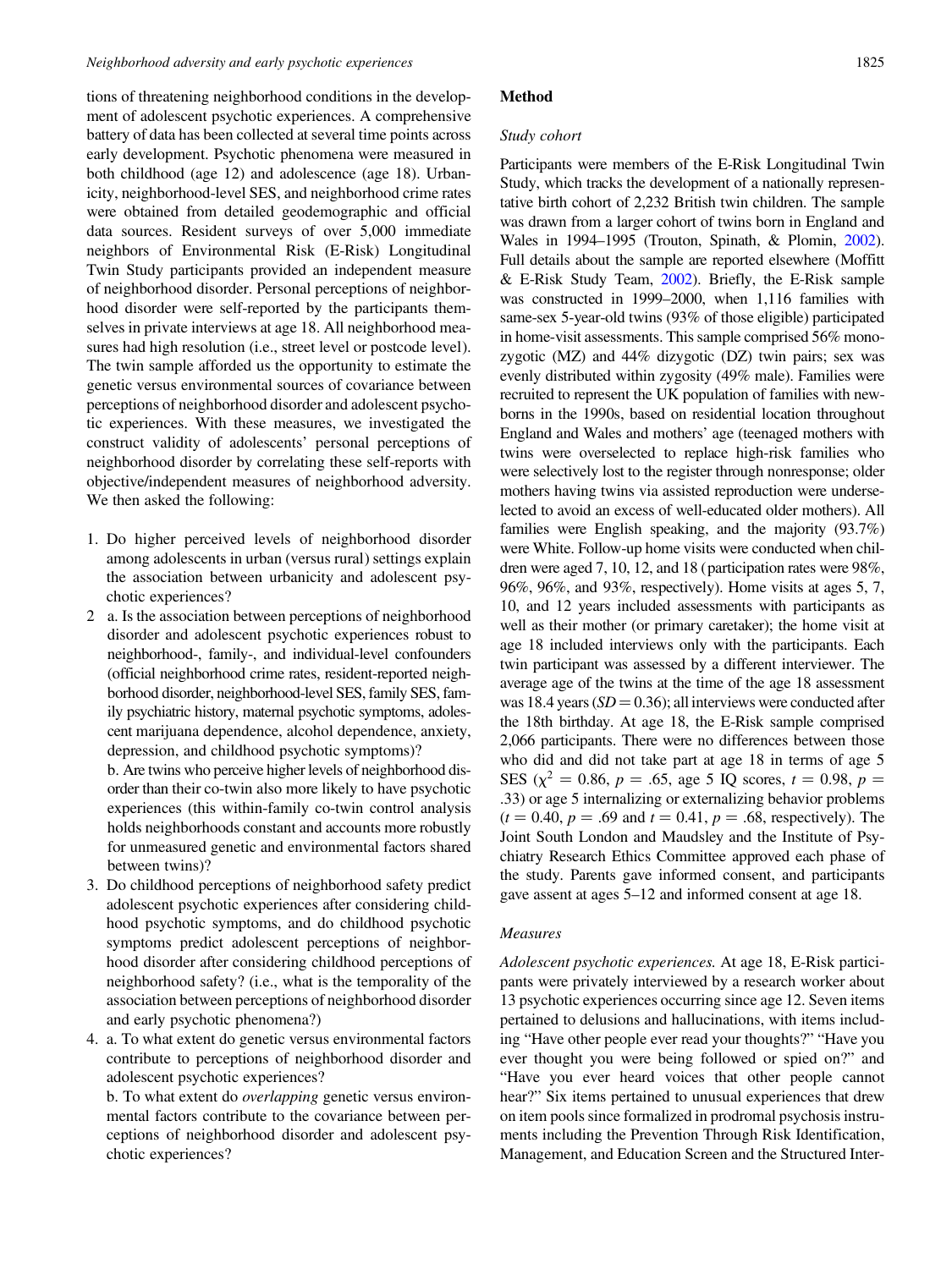tions of threatening neighborhood conditions in the development of adolescent psychotic experiences. A comprehensive battery of data has been collected at several time points across early development. Psychotic phenomena were measured in both childhood (age 12) and adolescence (age 18). Urbanicity, neighborhood-level SES, and neighborhood crime rates were obtained from detailed geodemographic and official data sources. Resident surveys of over 5,000 immediate neighbors of Environmental Risk (E-Risk) Longitudinal Twin Study participants provided an independent measure of neighborhood disorder. Personal perceptions of neighborhood disorder were self-reported by the participants themselves in private interviews at age 18. All neighborhood measures had high resolution (i.e., street level or postcode level). The twin sample afforded us the opportunity to estimate the genetic versus environmental sources of covariance between perceptions of neighborhood disorder and adolescent psychotic experiences. With these measures, we investigated the construct validity of adolescents' personal perceptions of neighborhood disorder by correlating these self-reports with objective/independent measures of neighborhood adversity. We then asked the following:

1. Do higher perceived levels of neighborhood disorder among adolescents in urban (versus rural) settings explain the association between urbanicity and adolescent psychotic experiences?
2. a. Is the association between perceptions of neighborhood disorder and adolescent psychotic experiences robust to neighborhood-, family-, and individual-level confounders (official neighborhood crime rates, resident-reported neighborhood disorder, neighborhood-level SES, family SES, family psychiatric history, maternal psychotic symptoms, adolescent marijuana dependence, alcohol dependence, anxiety, depression, and childhood psychotic symptoms)?

   b. Are twins who perceive higher levels of neighborhood disorder than their co-twin also more likely to have psychotic experiences (this within-family co-twin control analysis holds neighborhoods constant and accounts more robustly for unmeasured genetic and environmental factors shared between twins)?
3. Do childhood perceptions of neighborhood safety predict adolescent psychotic experiences after considering childhood psychotic symptoms, and do childhood psychotic symptoms predict adolescent perceptions of neighborhood disorder after considering childhood perceptions of neighborhood safety? (i.e., what is the temporality of the association between perceptions of neighborhood disorder and early psychotic phenomena?)
4. a. To what extent do genetic versus environmental factors contribute to perceptions of neighborhood disorder and adolescent psychotic experiences?

   b. To what extent do *overlapping* genetic versus environmental factors contribute to the covariance between perceptions of neighborhood disorder and adolescent psychotic experiences?

## Method

### *Study cohort*

Participants were members of the E-Risk Longitudinal Twin Study, which tracks the development of a nationally representative birth cohort of 2,232 British twin children. The sample was drawn from a larger cohort of twins born in England and Wales in 1994–1995 (Trouton, Spinath, & Plomin, 2002). Full details about the sample are reported elsewhere (Moffitt & E-Risk Study Team, 2002). Briefly, the E-Risk sample was constructed in 1999–2000, when 1,116 families with same-sex 5-year-old twins (93% of those eligible) participated in home-visit assessments. This sample comprised 56% monozygotic (MZ) and 44% dizygotic (DZ) twin pairs; sex was evenly distributed within zygosity (49% male). Families were recruited to represent the UK population of families with newborns in the 1990s, based on residential location throughout England and Wales and mothers' age (teenaged mothers with twins were overselected to replace high-risk families who were selectively lost to the register through nonresponse; older mothers having twins via assisted reproduction were underselected to avoid an excess of well-educated older mothers). All families were English speaking, and the majority (93.7%) were White. Follow-up home visits were conducted when children were aged 7, 10, 12, and 18 (participation rates were 98%, 96%, 96%, and 93%, respectively). Home visits at ages 5, 7, 10, and 12 years included assessments with participants as well as their mother (or primary caretaker); the home visit at age 18 included interviews only with the participants. Each twin participant was assessed by a different interviewer. The average age of the twins at the time of the age 18 assessment was 18.4 years ($SD = 0.36$); all interviews were conducted after the 18th birthday. At age 18, the E-Risk sample comprised 2,066 participants. There were no differences between those who did and did not take part at age 18 in terms of age 5 SES ($\chi^2 = 0.86$, $p = .65$, age 5 IQ scores, $t = 0.98$, $p = .33$) or age 5 internalizing or externalizing behavior problems ($t = 0.40$, $p = .69$ and $t = 0.41$, $p = .68$, respectively). The Joint South London and Maudsley and the Institute of Psychiatry Research Ethics Committee approved each phase of the study. Parents gave informed consent, and participants gave assent at ages 5–12 and informed consent at age 18.

### *Measures*

*Adolescent psychotic experiences.* At age 18, E-Risk participants were privately interviewed by a research worker about 13 psychotic experiences occurring since age 12. Seven items pertained to delusions and hallucinations, with items including "Have other people ever read your thoughts?" "Have you ever thought you were being followed or spied on?" and "Have you ever heard voices that other people cannot hear?" Six items pertained to unusual experiences that drew on item pools since formalized in prodromal psychosis instruments including the Prevention Through Risk Identification, Management, and Education Screen and the Structured Inter-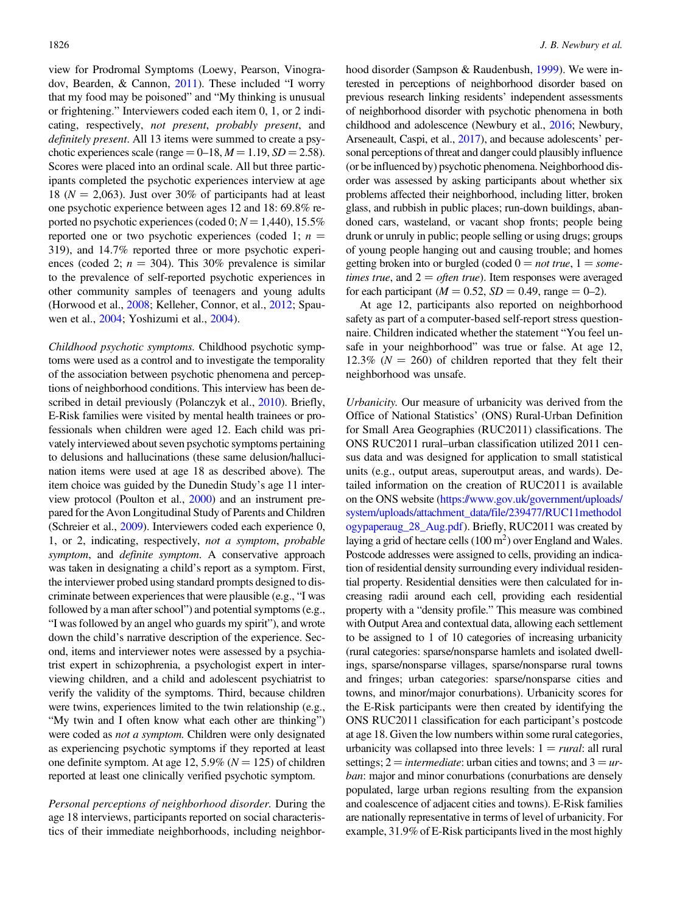view for Prodromal Symptoms (Loewy, Pearson, Vinogradov, Bearden, & Cannon, 2011). These included "I worry that my food may be poisoned" and "My thinking is unusual or frightening." Interviewers coded each item 0, 1, or 2 indicating, respectively, *not present*, *probably present*, and *definitely present*. All 13 items were summed to create a psychotic experiences scale (range = 0–18, $M = 1.19$, $SD = 2.58$). Scores were placed into an ordinal scale. All but three participants completed the psychotic experiences interview at age 18 ($N = 2,063$). Just over 30% of participants had at least one psychotic experience between ages 12 and 18: 69.8% reported no psychotic experiences (coded 0; $N = 1,440$), 15.5% reported one or two psychotic experiences (coded 1; $n = 319$), and 14.7% reported three or more psychotic experiences (coded 2; $n = 304$). This 30% prevalence is similar to the prevalence of self-reported psychotic experiences in other community samples of teenagers and young adults (Horwood et al., 2008; Kelleher, Connor, et al., 2012; Spauwen et al., 2004; Yoshizumi et al., 2004).

*Childhood psychotic symptoms.* Childhood psychotic symptoms were used as a control and to investigate the temporality of the association between psychotic phenomena and perceptions of neighborhood conditions. This interview has been described in detail previously (Polanczyk et al., 2010). Briefly, E-Risk families were visited by mental health trainees or professionals when children were aged 12. Each child was privately interviewed about seven psychotic symptoms pertaining to delusions and hallucinations (these same delusion/hallucination items were used at age 18 as described above). The item choice was guided by the Dunedin Study's age 11 interview protocol (Poulton et al., 2000) and an instrument prepared for the Avon Longitudinal Study of Parents and Children (Schreier et al., 2009). Interviewers coded each experience 0, 1, or 2, indicating, respectively, *not a symptom*, *probable symptom*, and *definite symptom*. A conservative approach was taken in designating a child's report as a symptom. First, the interviewer probed using standard prompts designed to discriminate between experiences that were plausible (e.g., "I was followed by a man after school") and potential symptoms (e.g., "I was followed by an angel who guards my spirit"), and wrote down the child's narrative description of the experience. Second, items and interviewer notes were assessed by a psychiatrist expert in schizophrenia, a psychologist expert in interviewing children, and a child and adolescent psychiatrist to verify the validity of the symptoms. Third, because children were twins, experiences limited to the twin relationship (e.g., "My twin and I often know what each other are thinking") were coded as *not a symptom.* Children were only designated as experiencing psychotic symptoms if they reported at least one definite symptom. At age 12, 5.9% ($N = 125$) of children reported at least one clinically verified psychotic symptom.

*Personal perceptions of neighborhood disorder.* During the age 18 interviews, participants reported on social characteristics of their immediate neighborhoods, including neighborhood disorder (Sampson & Raudenbush, 1999). We were interested in perceptions of neighborhood disorder based on previous research linking residents' independent assessments of neighborhood disorder with psychotic phenomena in both childhood and adolescence (Newbury et al., 2016; Newbury, Arseneault, Caspi, et al., 2017), and because adolescents' personal perceptions of threat and danger could plausibly influence (or be influenced by) psychotic phenomena. Neighborhood disorder was assessed by asking participants about whether six problems affected their neighborhood, including litter, broken glass, and rubbish in public places; run-down buildings, abandoned cars, wasteland, or vacant shop fronts; people being drunk or unruly in public; people selling or using drugs; groups of young people hanging out and causing trouble; and homes getting broken into or burgled (coded 0 = *not true*, 1 = *sometimes true*, and 2 = *often true*). Item responses were averaged for each participant ($M = 0.52$, $SD = 0.49$, range = 0–2).

At age 12, participants also reported on neighborhood safety as part of a computer-based self-report stress questionnaire. Children indicated whether the statement "You feel unsafe in your neighborhood" was true or false. At age 12, 12.3% ($N = 260$) of children reported that they felt their neighborhood was unsafe.

*Urbanicity.* Our measure of urbanicity was derived from the Office of National Statistics' (ONS) Rural-Urban Definition for Small Area Geographies (RUC2011) classifications. The ONS RUC2011 rural–urban classification utilized 2011 census data and was designed for application to small statistical units (e.g., output areas, superoutput areas, and wards). Detailed information on the creation of RUC2011 is available on the ONS website (https://www.gov.uk/government/uploads/system/uploads/attachment_data/file/239477/RUC11methodologypaperaug_28_Aug.pdf). Briefly, RUC2011 was created by laying a grid of hectare cells (100 $m^2$) over England and Wales. Postcode addresses were assigned to cells, providing an indication of residential density surrounding every individual residential property. Residential densities were then calculated for increasing radii around each cell, providing each residential property with a "density profile." This measure was combined with Output Area and contextual data, allowing each settlement to be assigned to 1 of 10 categories of increasing urbanicity (rural categories: sparse/nonsparse hamlets and isolated dwellings, sparse/nonsparse villages, sparse/nonsparse rural towns and fringes; urban categories: sparse/nonsparse cities and towns, and minor/major conurbations). Urbanicity scores for the E-Risk participants were then created by identifying the ONS RUC2011 classification for each participant's postcode at age 18. Given the low numbers within some rural categories, urbanicity was collapsed into three levels: 1 = *rural*: all rural settings; 2 = *intermediate*: urban cities and towns; and 3 = *urban*: major and minor conurbations (conurbations are densely populated, large urban regions resulting from the expansion and coalescence of adjacent cities and towns). E-Risk families are nationally representative in terms of level of urbanicity. For example, 31.9% of E-Risk participants lived in the most highly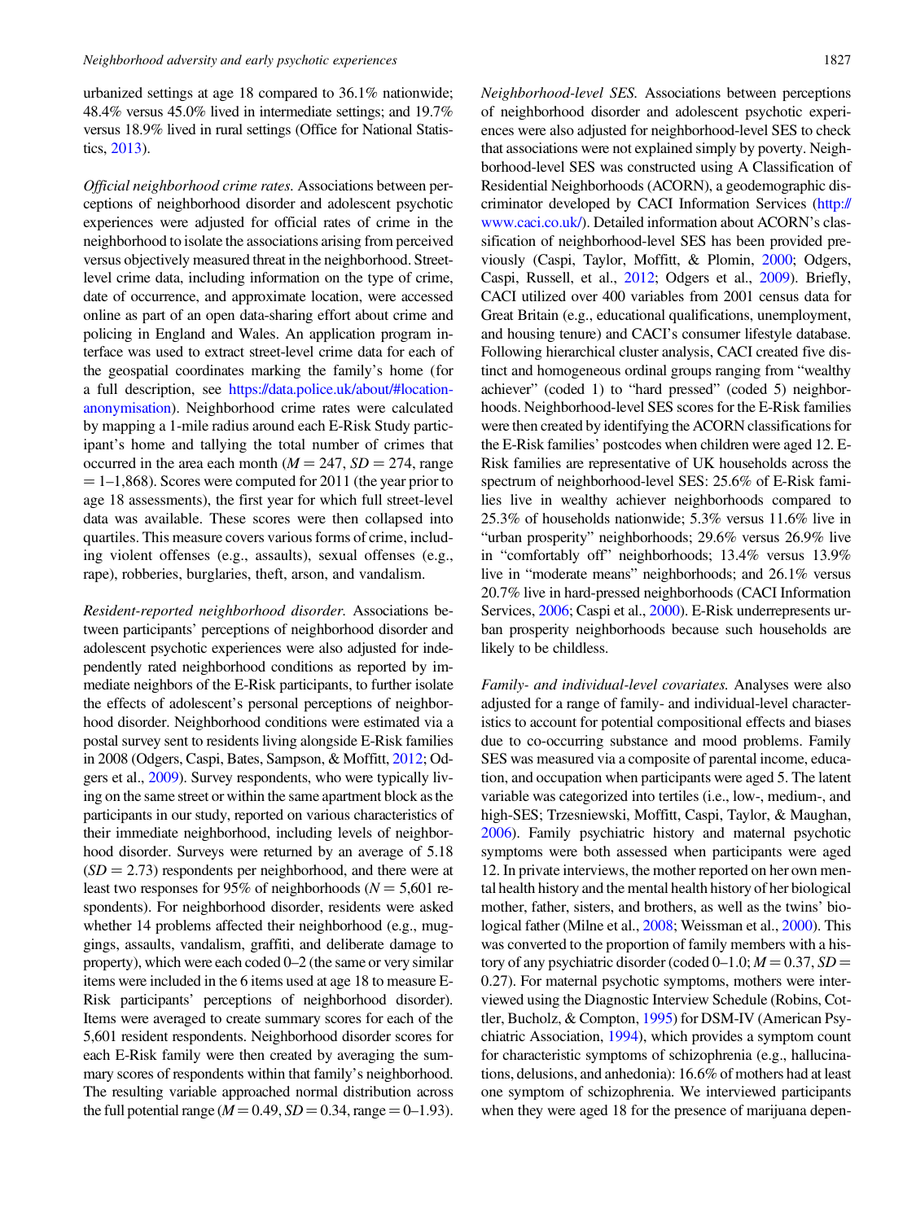urbanized settings at age 18 compared to 36.1% nationwide; 48.4% versus 45.0% lived in intermediate settings; and 19.7% versus 18.9% lived in rural settings (Office for National Statistics, 2013).

*Official neighborhood crime rates.* Associations between perceptions of neighborhood disorder and adolescent psychotic experiences were adjusted for official rates of crime in the neighborhood to isolate the associations arising from perceived versus objectively measured threat in the neighborhood. Street-level crime data, including information on the type of crime, date of occurrence, and approximate location, were accessed online as part of an open data-sharing effort about crime and policing in England and Wales. An application program interface was used to extract street-level crime data for each of the geospatial coordinates marking the family's home (for a full description, see https://data.police.uk/about/#location-anonymisation). Neighborhood crime rates were calculated by mapping a 1-mile radius around each E-Risk Study participant's home and tallying the total number of crimes that occurred in the area each month ($M = 247$, $SD = 274$, range $= 1$–$1,868$). Scores were computed for 2011 (the year prior to age 18 assessments), the first year for which full street-level data was available. These scores were then collapsed into quartiles. This measure covers various forms of crime, including violent offenses (e.g., assaults), sexual offenses (e.g., rape), robberies, burglaries, theft, arson, and vandalism.

*Resident-reported neighborhood disorder.* Associations between participants' perceptions of neighborhood disorder and adolescent psychotic experiences were also adjusted for independently rated neighborhood conditions as reported by immediate neighbors of the E-Risk participants, to further isolate the effects of adolescent's personal perceptions of neighborhood disorder. Neighborhood conditions were estimated via a postal survey sent to residents living alongside E-Risk families in 2008 (Odgers, Caspi, Bates, Sampson, & Moffitt, 2012; Odgers et al., 2009). Survey respondents, who were typically living on the same street or within the same apartment block as the participants in our study, reported on various characteristics of their immediate neighborhood, including levels of neighborhood disorder. Surveys were returned by an average of 5.18 ($SD = 2.73$) respondents per neighborhood, and there were at least two responses for 95% of neighborhoods ($N = 5,601$ respondents). For neighborhood disorder, residents were asked whether 14 problems affected their neighborhood (e.g., muggings, assaults, vandalism, graffiti, and deliberate damage to property), which were each coded 0–2 (the same or very similar items were included in the 6 items used at age 18 to measure E-Risk participants' perceptions of neighborhood disorder). Items were averaged to create summary scores for each of the 5,601 resident respondents. Neighborhood disorder scores for each E-Risk family were then created by averaging the summary scores of respondents within that family's neighborhood. The resulting variable approached normal distribution across the full potential range ($M = 0.49$, $SD = 0.34$, range $= 0$–$1.93$).

*Neighborhood-level SES.* Associations between perceptions of neighborhood disorder and adolescent psychotic experiences were also adjusted for neighborhood-level SES to check that associations were not explained simply by poverty. Neighborhood-level SES was constructed using A Classification of Residential Neighborhoods (ACORN), a geodemographic discriminator developed by CACI Information Services (http://www.caci.co.uk/). Detailed information about ACORN's classification of neighborhood-level SES has been provided previously (Caspi, Taylor, Moffitt, & Plomin, 2000; Odgers, Caspi, Russell, et al., 2012; Odgers et al., 2009). Briefly, CACI utilized over 400 variables from 2001 census data for Great Britain (e.g., educational qualifications, unemployment, and housing tenure) and CACI's consumer lifestyle database. Following hierarchical cluster analysis, CACI created five distinct and homogeneous ordinal groups ranging from "wealthy achiever" (coded 1) to "hard pressed" (coded 5) neighborhoods. Neighborhood-level SES scores for the E-Risk families were then created by identifying the ACORN classifications for the E-Risk families' postcodes when children were aged 12. E-Risk families are representative of UK households across the spectrum of neighborhood-level SES: 25.6% of E-Risk families live in wealthy achiever neighborhoods compared to 25.3% of households nationwide; 5.3% versus 11.6% live in "urban prosperity" neighborhoods; 29.6% versus 26.9% live in "comfortably off" neighborhoods; 13.4% versus 13.9% live in "moderate means" neighborhoods; and 26.1% versus 20.7% live in hard-pressed neighborhoods (CACI Information Services, 2006; Caspi et al., 2000). E-Risk underrepresents urban prosperity neighborhoods because such households are likely to be childless.

*Family- and individual-level covariates.* Analyses were also adjusted for a range of family- and individual-level characteristics to account for potential compositional effects and biases due to co-occurring substance and mood problems. Family SES was measured via a composite of parental income, education, and occupation when participants were aged 5. The latent variable was categorized into tertiles (i.e., low-, medium-, and high-SES; Trzesniewski, Moffitt, Caspi, Taylor, & Maughan, 2006). Family psychiatric history and maternal psychotic symptoms were both assessed when participants were aged 12. In private interviews, the mother reported on her own mental health history and the mental health history of her biological mother, father, sisters, and brothers, as well as the twins' biological father (Milne et al., 2008; Weissman et al., 2000). This was converted to the proportion of family members with a history of any psychiatric disorder (coded 0–1.0; $M = 0.37$, $SD = 0.27$). For maternal psychotic symptoms, mothers were interviewed using the Diagnostic Interview Schedule (Robins, Cottler, Bucholz, & Compton, 1995) for DSM-IV (American Psychiatric Association, 1994), which provides a symptom count for characteristic symptoms of schizophrenia (e.g., hallucinations, delusions, and anhedonia): 16.6% of mothers had at least one symptom of schizophrenia. We interviewed participants when they were aged 18 for the presence of marijuana depen-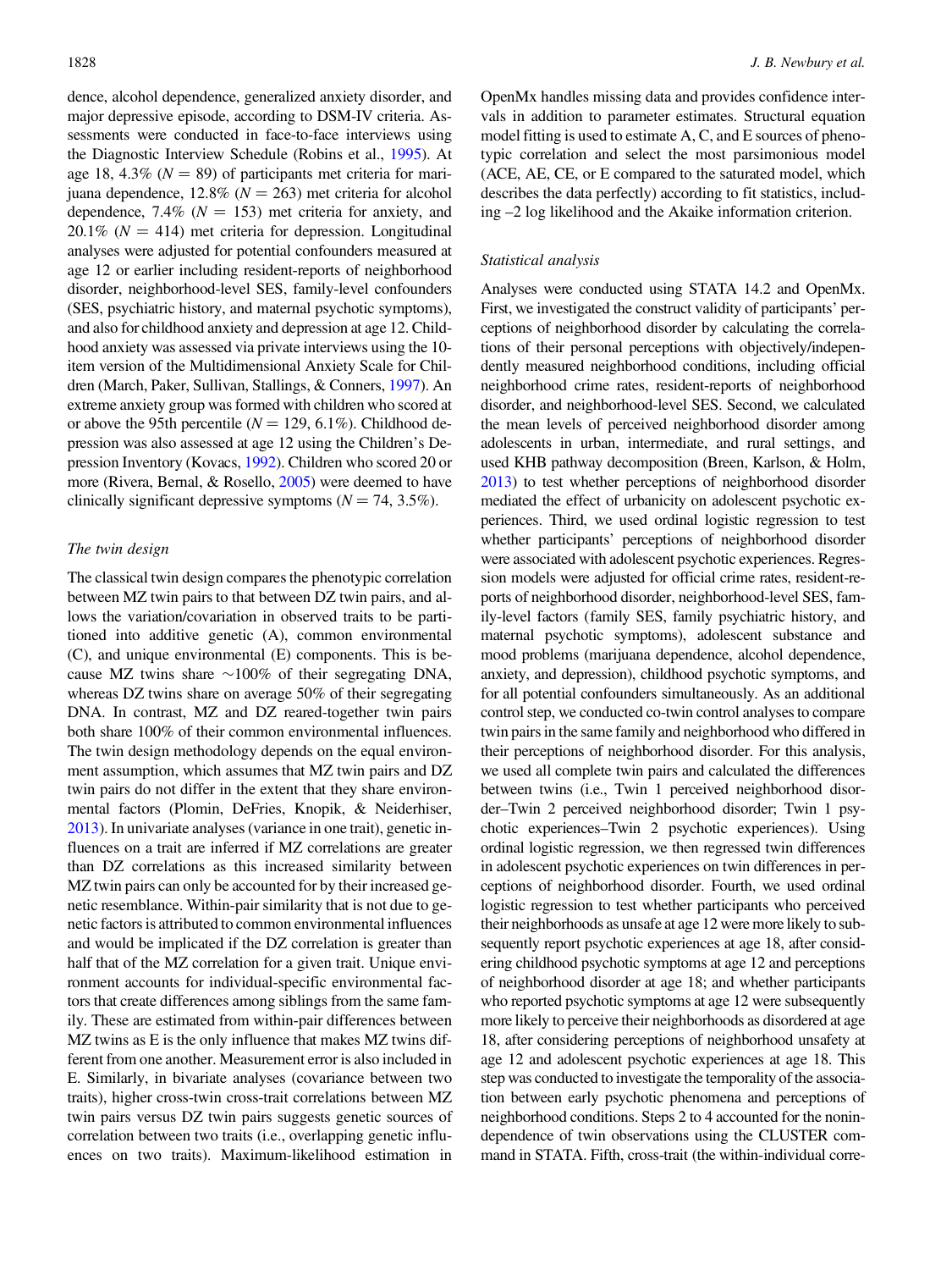dence, alcohol dependence, generalized anxiety disorder, and major depressive episode, according to DSM-IV criteria. Assessments were conducted in face-to-face interviews using the Diagnostic Interview Schedule (Robins et al., 1995). At age 18, 4.3% ($N = 89$) of participants met criteria for marijuana dependence, 12.8% ($N = 263$) met criteria for alcohol dependence, 7.4% ($N = 153$) met criteria for anxiety, and 20.1% ($N = 414$) met criteria for depression. Longitudinal analyses were adjusted for potential confounders measured at age 12 or earlier including resident-reports of neighborhood disorder, neighborhood-level SES, family-level confounders (SES, psychiatric history, and maternal psychotic symptoms), and also for childhood anxiety and depression at age 12. Childhood anxiety was assessed via private interviews using the 10-item version of the Multidimensional Anxiety Scale for Children (March, Paker, Sullivan, Stallings, & Conners, 1997). An extreme anxiety group was formed with children who scored at or above the 95th percentile ($N = 129$, 6.1%). Childhood depression was also assessed at age 12 using the Children's Depression Inventory (Kovacs, 1992). Children who scored 20 or more (Rivera, Bernal, & Rosello, 2005) were deemed to have clinically significant depressive symptoms ($N = 74$, 3.5%).

### *The twin design*

The classical twin design compares the phenotypic correlation between MZ twin pairs to that between DZ twin pairs, and allows the variation/covariation in observed traits to be partitioned into additive genetic (A), common environmental (C), and unique environmental (E) components. This is because MZ twins share ~100% of their segregating DNA, whereas DZ twins share on average 50% of their segregating DNA. In contrast, MZ and DZ reared-together twin pairs both share 100% of their common environmental influences. The twin design methodology depends on the equal environment assumption, which assumes that MZ twin pairs and DZ twin pairs do not differ in the extent that they share environmental factors (Plomin, DeFries, Knopik, & Neiderhiser, 2013). In univariate analyses (variance in one trait), genetic influences on a trait are inferred if MZ correlations are greater than DZ correlations as this increased similarity between MZ twin pairs can only be accounted for by their increased genetic resemblance. Within-pair similarity that is not due to genetic factors is attributed to common environmental influences and would be implicated if the DZ correlation is greater than half that of the MZ correlation for a given trait. Unique environment accounts for individual-specific environmental factors that create differences among siblings from the same family. These are estimated from within-pair differences between MZ twins as E is the only influence that makes MZ twins different from one another. Measurement error is also included in E. Similarly, in bivariate analyses (covariance between two traits), higher cross-twin cross-trait correlations between MZ twin pairs versus DZ twin pairs suggests genetic sources of correlation between two traits (i.e., overlapping genetic influences on two traits). Maximum-likelihood estimation in OpenMx handles missing data and provides confidence intervals in addition to parameter estimates. Structural equation model fitting is used to estimate A, C, and E sources of phenotypic correlation and select the most parsimonious model (ACE, AE, CE, or E compared to the saturated model, which describes the data perfectly) according to fit statistics, including –2 log likelihood and the Akaike information criterion.

### *Statistical analysis*

Analyses were conducted using STATA 14.2 and OpenMx. First, we investigated the construct validity of participants' perceptions of neighborhood disorder by calculating the correlations of their personal perceptions with objectively/independently measured neighborhood conditions, including official neighborhood crime rates, resident-reports of neighborhood disorder, and neighborhood-level SES. Second, we calculated the mean levels of perceived neighborhood disorder among adolescents in urban, intermediate, and rural settings, and used KHB pathway decomposition (Breen, Karlson, & Holm, 2013) to test whether perceptions of neighborhood disorder mediated the effect of urbanicity on adolescent psychotic experiences. Third, we used ordinal logistic regression to test whether participants' perceptions of neighborhood disorder were associated with adolescent psychotic experiences. Regression models were adjusted for official crime rates, resident-reports of neighborhood disorder, neighborhood-level SES, family-level factors (family SES, family psychiatric history, and maternal psychotic symptoms), adolescent substance and mood problems (marijuana dependence, alcohol dependence, anxiety, and depression), childhood psychotic symptoms, and for all potential confounders simultaneously. As an additional control step, we conducted co-twin control analyses to compare twin pairs in the same family and neighborhood who differed in their perceptions of neighborhood disorder. For this analysis, we used all complete twin pairs and calculated the differences between twins (i.e., Twin 1 perceived neighborhood disorder–Twin 2 perceived neighborhood disorder; Twin 1 psychotic experiences–Twin 2 psychotic experiences). Using ordinal logistic regression, we then regressed twin differences in adolescent psychotic experiences on twin differences in perceptions of neighborhood disorder. Fourth, we used ordinal logistic regression to test whether participants who perceived their neighborhoods as unsafe at age 12 were more likely to subsequently report psychotic experiences at age 18, after considering childhood psychotic symptoms at age 12 and perceptions of neighborhood disorder at age 18; and whether participants who reported psychotic symptoms at age 12 were subsequently more likely to perceive their neighborhoods as disordered at age 18, after considering perceptions of neighborhood unsafety at age 12 and adolescent psychotic experiences at age 18. This step was conducted to investigate the temporality of the association between early psychotic phenomena and perceptions of neighborhood conditions. Steps 2 to 4 accounted for the nonindependence of twin observations using the CLUSTER command in STATA. Fifth, cross-trait (the within-individual corre-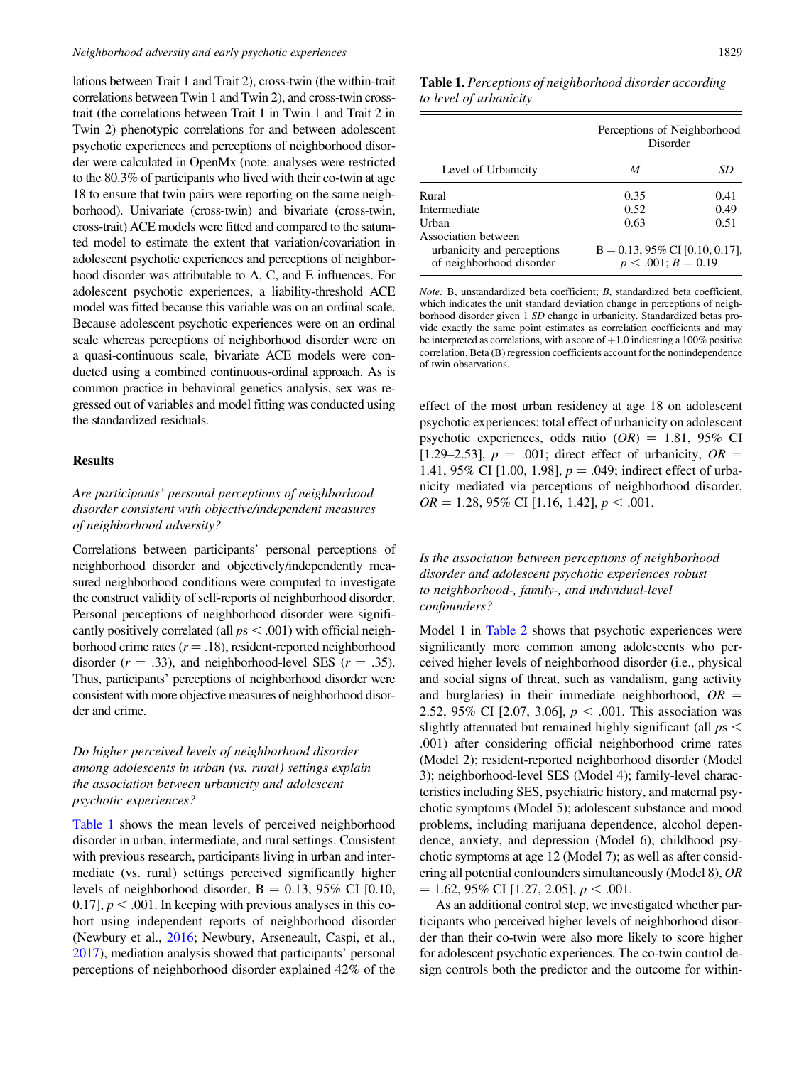lations between Trait 1 and Trait 2), cross-twin (the within-trait correlations between Twin 1 and Twin 2), and cross-twin cross-trait (the correlations between Trait 1 in Twin 1 and Trait 2 in Twin 2) phenotypic correlations for and between adolescent psychotic experiences and perceptions of neighborhood disorder were calculated in OpenMx (note: analyses were restricted to the 80.3% of participants who lived with their co-twin at age 18 to ensure that twin pairs were reporting on the same neighborhood). Univariate (cross-twin) and bivariate (cross-twin, cross-trait) ACE models were fitted and compared to the saturated model to estimate the extent that variation/covariation in adolescent psychotic experiences and perceptions of neighborhood disorder was attributable to A, C, and E influences. For adolescent psychotic experiences, a liability-threshold ACE model was fitted because this variable was on an ordinal scale. Because adolescent psychotic experiences were on an ordinal scale whereas perceptions of neighborhood disorder were on a quasi-continuous scale, bivariate ACE models were conducted using a combined continuous-ordinal approach. As is common practice in behavioral genetics analysis, sex was regressed out of variables and model fitting was conducted using the standardized residuals.

## Results

### *Are participants' personal perceptions of neighborhood disorder consistent with objective/independent measures of neighborhood adversity?*

Correlations between participants' personal perceptions of neighborhood disorder and objectively/independently measured neighborhood conditions were computed to investigate the construct validity of self-reports of neighborhood disorder. Personal perceptions of neighborhood disorder were significantly positively correlated (all *p*s < .001) with official neighborhood crime rates (*r* = .18), resident-reported neighborhood disorder (*r* = .33), and neighborhood-level SES (*r* = .35). Thus, participants' perceptions of neighborhood disorder were consistent with more objective measures of neighborhood disorder and crime.

### *Do higher perceived levels of neighborhood disorder among adolescents in urban (vs. rural) settings explain the association between urbanicity and adolescent psychotic experiences?*

Table 1 shows the mean levels of perceived neighborhood disorder in urban, intermediate, and rural settings. Consistent with previous research, participants living in urban and intermediate (vs. rural) settings perceived significantly higher levels of neighborhood disorder, B = 0.13, 95% CI [0.10, 0.17], *p* < .001. In keeping with previous analyses in this cohort using independent reports of neighborhood disorder (Newbury et al., 2016; Newbury, Arseneault, Caspi, et al., 2017), mediation analysis showed that participants' personal perceptions of neighborhood disorder explained 42% of the effect of the most urban residency at age 18 on adolescent psychotic experiences: total effect of urbanicity on adolescent psychotic experiences, odds ratio (*OR*) = 1.81, 95% CI [1.29–2.53], *p* = .001; direct effect of urbanicity, *OR* = 1.41, 95% CI [1.00, 1.98], *p* = .049; indirect effect of urbanicity mediated via perceptions of neighborhood disorder, *OR* = 1.28, 95% CI [1.16, 1.42], *p* < .001.

**Table 1.** *Perceptions of neighborhood disorder according to level of urbanicity*

| Level of Urbanicity | Perceptions of Neighborhood Disorder | |
|---|---|---|
| | *M* | *SD* |
| Rural | 0.35 | 0.41 |
| Intermediate | 0.52 | 0.49 |
| Urban | 0.63 | 0.51 |
| Association between urbanicity and perceptions of neighborhood disorder | B = 0.13, 95% CI [0.10, 0.17], *p* < .001; *B* = 0.19 | |

*Note:* B, unstandardized beta coefficient; *B*, standardized beta coefficient, which indicates the unit standard deviation change in perceptions of neighborhood disorder given 1 *SD* change in urbanicity. Standardized betas provide exactly the same point estimates as correlation coefficients and may be interpreted as correlations, with a score of +1.0 indicating a 100% positive correlation. Beta (B) regression coefficients account for the nonindependence of twin observations.

### *Is the association between perceptions of neighborhood disorder and adolescent psychotic experiences robust to neighborhood-, family-, and individual-level confounders?*

Model 1 in Table 2 shows that psychotic experiences were significantly more common among adolescents who perceived higher levels of neighborhood disorder (i.e., physical and social signs of threat, such as vandalism, gang activity and burglaries) in their immediate neighborhood, *OR* = 2.52, 95% CI [2.07, 3.06], *p* < .001. This association was slightly attenuated but remained highly significant (all *p*s < .001) after considering official neighborhood crime rates (Model 2); resident-reported neighborhood disorder (Model 3); neighborhood-level SES (Model 4); family-level characteristics including SES, psychiatric history, and maternal psychotic symptoms (Model 5); adolescent substance and mood problems, including marijuana dependence, alcohol dependence, anxiety, and depression (Model 6); childhood psychotic symptoms at age 12 (Model 7); as well as after considering all potential confounders simultaneously (Model 8), *OR* = 1.62, 95% CI [1.27, 2.05], *p* < .001.

As an additional control step, we investigated whether participants who perceived higher levels of neighborhood disorder than their co-twin were also more likely to score higher for adolescent psychotic experiences. The co-twin control design controls both the predictor and the outcome for within-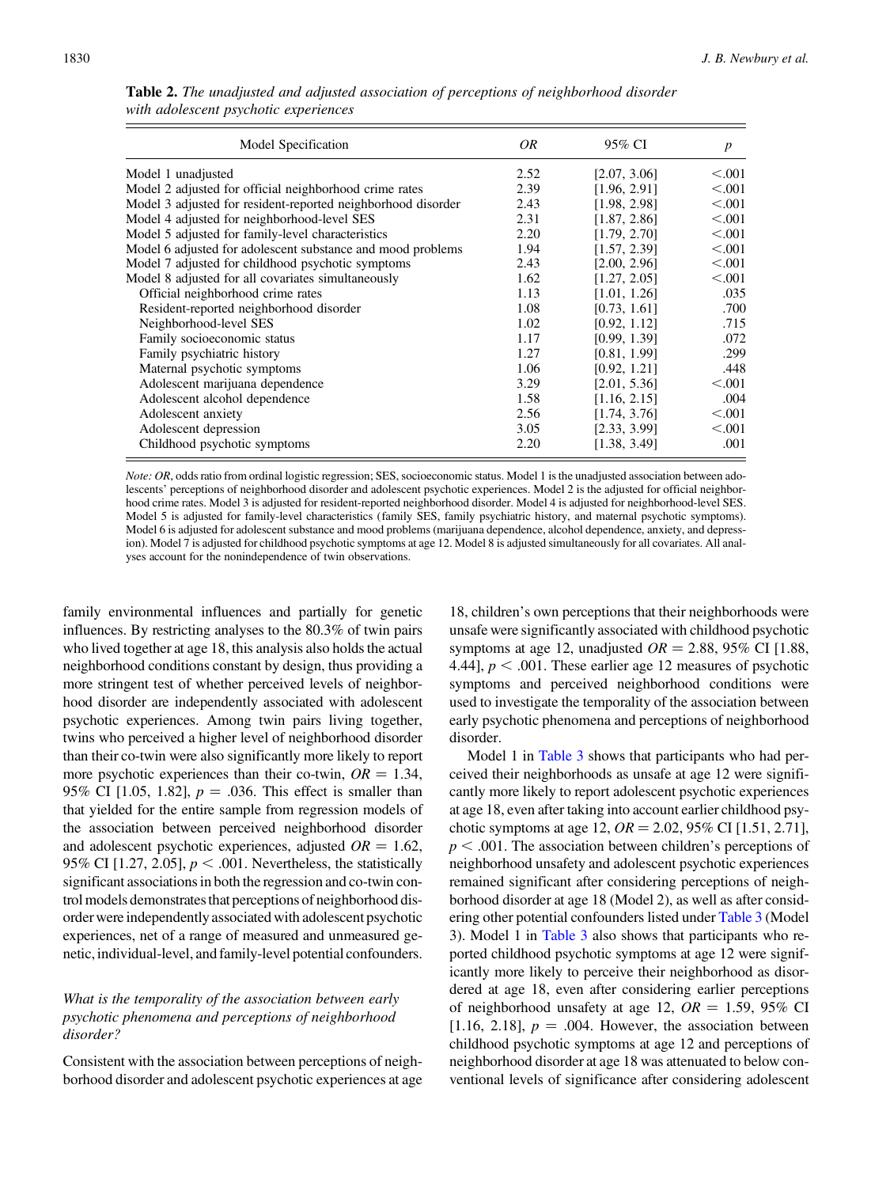**Table 2.** *The unadjusted and adjusted association of perceptions of neighborhood disorder with adolescent psychotic experiences*

| Model Specification | *OR* | 95% CI | *p* |
|---|---|---|---|
| Model 1 unadjusted | 2.52 | [2.07, 3.06] | <.001 |
| Model 2 adjusted for official neighborhood crime rates | 2.39 | [1.96, 2.91] | <.001 |
| Model 3 adjusted for resident-reported neighborhood disorder | 2.43 | [1.98, 2.98] | <.001 |
| Model 4 adjusted for neighborhood-level SES | 2.31 | [1.87, 2.86] | <.001 |
| Model 5 adjusted for family-level characteristics | 2.20 | [1.79, 2.70] | <.001 |
| Model 6 adjusted for adolescent substance and mood problems | 1.94 | [1.57, 2.39] | <.001 |
| Model 7 adjusted for childhood psychotic symptoms | 2.43 | [2.00, 2.96] | <.001 |
| Model 8 adjusted for all covariates simultaneously | 1.62 | [1.27, 2.05] | <.001 |
| Official neighborhood crime rates | 1.13 | [1.01, 1.26] | .035 |
| Resident-reported neighborhood disorder | 1.08 | [0.73, 1.61] | .700 |
| Neighborhood-level SES | 1.02 | [0.92, 1.12] | .715 |
| Family socioeconomic status | 1.17 | [0.99, 1.39] | .072 |
| Family psychiatric history | 1.27 | [0.81, 1.99] | .299 |
| Maternal psychotic symptoms | 1.06 | [0.92, 1.21] | .448 |
| Adolescent marijuana dependence | 3.29 | [2.01, 5.36] | <.001 |
| Adolescent alcohol dependence | 1.58 | [1.16, 2.15] | .004 |
| Adolescent anxiety | 2.56 | [1.74, 3.76] | <.001 |
| Adolescent depression | 3.05 | [2.33, 3.99] | <.001 |
| Childhood psychotic symptoms | 2.20 | [1.38, 3.49] | .001 |

*Note: OR*, odds ratio from ordinal logistic regression; SES, socioeconomic status. Model 1 is the unadjusted association between adolescents' perceptions of neighborhood disorder and adolescent psychotic experiences. Model 2 is the adjusted for official neighborhood crime rates. Model 3 is adjusted for resident-reported neighborhood disorder. Model 4 is adjusted for neighborhood-level SES. Model 5 is adjusted for family-level characteristics (family SES, family psychiatric history, and maternal psychotic symptoms). Model 6 is adjusted for adolescent substance and mood problems (marijuana dependence, alcohol dependence, anxiety, and depression). Model 7 is adjusted for childhood psychotic symptoms at age 12. Model 8 is adjusted simultaneously for all covariates. All analyses account for the nonindependence of twin observations.

family environmental influences and partially for genetic influences. By restricting analyses to the 80.3% of twin pairs who lived together at age 18, this analysis also holds the actual neighborhood conditions constant by design, thus providing a more stringent test of whether perceived levels of neighborhood disorder are independently associated with adolescent psychotic experiences. Among twin pairs living together, twins who perceived a higher level of neighborhood disorder than their co-twin were also significantly more likely to report more psychotic experiences than their co-twin, $OR = 1.34$, 95% CI [1.05, 1.82], $p = .036$. This effect is smaller than that yielded for the entire sample from regression models of the association between perceived neighborhood disorder and adolescent psychotic experiences, adjusted $OR = 1.62$, 95% CI [1.27, 2.05], $p < .001$. Nevertheless, the statistically significant associations in both the regression and co-twin control models demonstrates that perceptions of neighborhood disorder were independently associated with adolescent psychotic experiences, net of a range of measured and unmeasured genetic, individual-level, and family-level potential confounders.

### *What is the temporality of the association between early psychotic phenomena and perceptions of neighborhood disorder?*

Consistent with the association between perceptions of neighborhood disorder and adolescent psychotic experiences at age 18, children's own perceptions that their neighborhoods were unsafe were significantly associated with childhood psychotic symptoms at age 12, unadjusted $OR = 2.88$, 95% CI [1.88, 4.44], $p < .001$. These earlier age 12 measures of psychotic symptoms and perceived neighborhood conditions were used to investigate the temporality of the association between early psychotic phenomena and perceptions of neighborhood disorder.

Model 1 in Table 3 shows that participants who had perceived their neighborhoods as unsafe at age 12 were significantly more likely to report adolescent psychotic experiences at age 18, even after taking into account earlier childhood psychotic symptoms at age 12, $OR = 2.02$, 95% CI [1.51, 2.71], $p < .001$. The association between children's perceptions of neighborhood unsafety and adolescent psychotic experiences remained significant after considering perceptions of neighborhood disorder at age 18 (Model 2), as well as after considering other potential confounders listed under Table 3 (Model 3). Model 1 in Table 3 also shows that participants who reported childhood psychotic symptoms at age 12 were significantly more likely to perceive their neighborhood as disordered at age 18, even after considering earlier perceptions of neighborhood unsafety at age 12, $OR = 1.59$, 95% CI [1.16, 2.18], $p = .004$. However, the association between childhood psychotic symptoms at age 12 and perceptions of neighborhood disorder at age 18 was attenuated to below conventional levels of significance after considering adolescent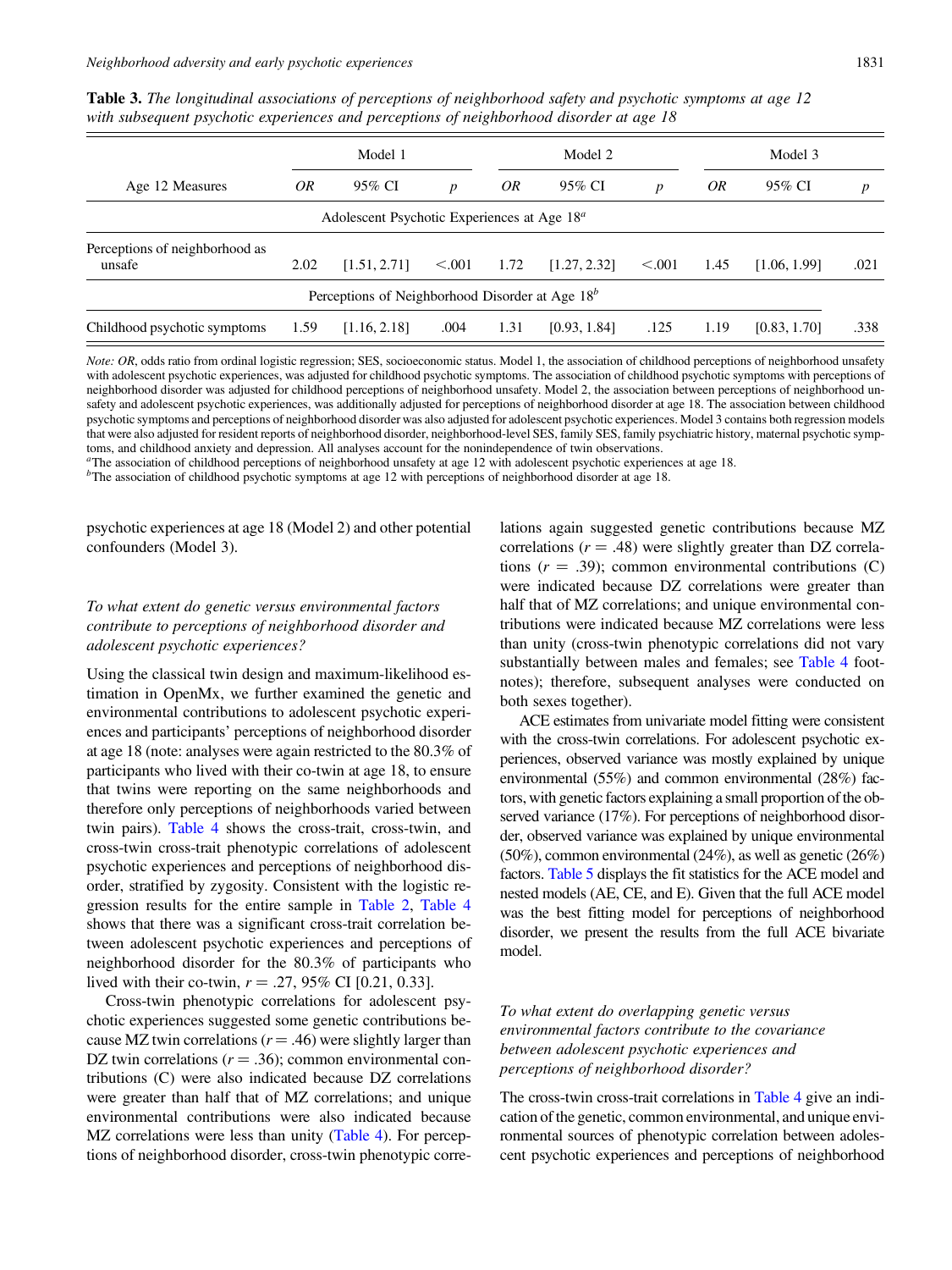**Table 3.** *The longitudinal associations of perceptions of neighborhood safety and psychotic symptoms at age 12 with subsequent psychotic experiences and perceptions of neighborhood disorder at age 18*

| Age 12 Measures | Model 1 | | | Model 2 | | | Model 3 | | |
|---|---|---|---|---|---|---|---|---|---|
| | *OR* | 95% CI | *p* | *OR* | 95% CI | *p* | *OR* | 95% CI | *p* |
| Adolescent Psychotic Experiences at Age 18[a] | | | | | | | | | |
| Perceptions of neighborhood as unsafe | 2.02 | [1.51, 2.71] | <.001 | 1.72 | [1.27, 2.32] | <.001 | 1.45 | [1.06, 1.99] | .021 |
| Perceptions of Neighborhood Disorder at Age 18[b] | | | | | | | | | |
| Childhood psychotic symptoms | 1.59 | [1.16, 2.18] | .004 | 1.31 | [0.93, 1.84] | .125 | 1.19 | [0.83, 1.70] | .338 |

*Note: OR*, odds ratio from ordinal logistic regression; SES, socioeconomic status. Model 1, the association of childhood perceptions of neighborhood unsafety with adolescent psychotic experiences, was adjusted for childhood psychotic symptoms. The association of childhood psychotic symptoms with perceptions of neighborhood disorder was adjusted for childhood perceptions of neighborhood unsafety. Model 2, the association between perceptions of neighborhood unsafety and adolescent psychotic experiences, was additionally adjusted for perceptions of neighborhood disorder at age 18. The association between childhood psychotic symptoms and perceptions of neighborhood disorder was also adjusted for adolescent psychotic experiences. Model 3 contains both regression models that were also adjusted for resident reports of neighborhood disorder, neighborhood-level SES, family SES, family psychiatric history, maternal psychotic symptoms, and childhood anxiety and depression. All analyses account for the nonindependence of twin observations.

[a]The association of childhood perceptions of neighborhood unsafety at age 12 with adolescent psychotic experiences at age 18.

[b]The association of childhood psychotic symptoms at age 12 with perceptions of neighborhood disorder at age 18.

psychotic experiences at age 18 (Model 2) and other potential confounders (Model 3).

### *To what extent do genetic versus environmental factors contribute to perceptions of neighborhood disorder and adolescent psychotic experiences?*

Using the classical twin design and maximum-likelihood estimation in OpenMx, we further examined the genetic and environmental contributions to adolescent psychotic experiences and participants' perceptions of neighborhood disorder at age 18 (note: analyses were again restricted to the 80.3% of participants who lived with their co-twin at age 18, to ensure that twins were reporting on the same neighborhoods and therefore only perceptions of neighborhoods varied between twin pairs). Table 4 shows the cross-trait, cross-twin, and cross-twin cross-trait phenotypic correlations of adolescent psychotic experiences and perceptions of neighborhood disorder, stratified by zygosity. Consistent with the logistic regression results for the entire sample in Table 2, Table 4 shows that there was a significant cross-trait correlation between adolescent psychotic experiences and perceptions of neighborhood disorder for the 80.3% of participants who lived with their co-twin, $r = .27$, 95% CI [0.21, 0.33].

Cross-twin phenotypic correlations for adolescent psychotic experiences suggested some genetic contributions because MZ twin correlations ($r = .46$) were slightly larger than DZ twin correlations ($r = .36$); common environmental contributions (C) were also indicated because DZ correlations were greater than half that of MZ correlations; and unique environmental contributions were also indicated because MZ correlations were less than unity (Table 4). For perceptions of neighborhood disorder, cross-twin phenotypic correlations again suggested genetic contributions because MZ correlations ($r = .48$) were slightly greater than DZ correlations ($r = .39$); common environmental contributions (C) were indicated because DZ correlations were greater than half that of MZ correlations; and unique environmental contributions were indicated because MZ correlations were less than unity (cross-twin phenotypic correlations did not vary substantially between males and females; see Table 4 footnotes); therefore, subsequent analyses were conducted on both sexes together).

ACE estimates from univariate model fitting were consistent with the cross-twin correlations. For adolescent psychotic experiences, observed variance was mostly explained by unique environmental (55%) and common environmental (28%) factors, with genetic factors explaining a small proportion of the observed variance (17%). For perceptions of neighborhood disorder, observed variance was explained by unique environmental (50%), common environmental (24%), as well as genetic (26%) factors. Table 5 displays the fit statistics for the ACE model and nested models (AE, CE, and E). Given that the full ACE model was the best fitting model for perceptions of neighborhood disorder, we present the results from the full ACE bivariate model.

### *To what extent do overlapping genetic versus environmental factors contribute to the covariance between adolescent psychotic experiences and perceptions of neighborhood disorder?*

The cross-twin cross-trait correlations in Table 4 give an indication of the genetic, common environmental, and unique environmental sources of phenotypic correlation between adolescent psychotic experiences and perceptions of neighborhood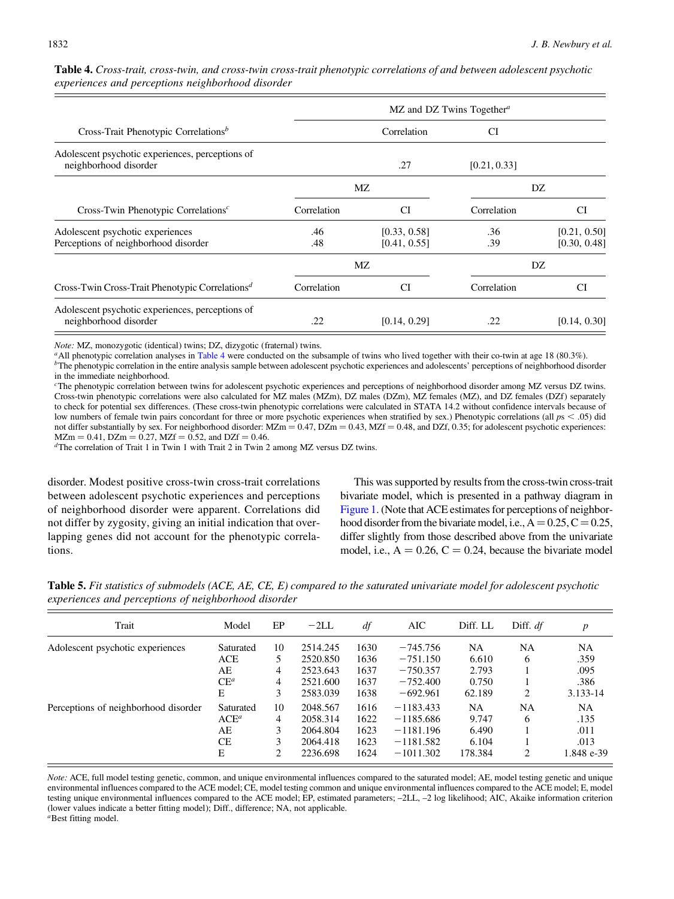**Table 4.** *Cross-trait, cross-twin, and cross-twin cross-trait phenotypic correlations of and between adolescent psychotic experiences and perceptions neighborhood disorder*

| | MZ and DZ Twins Together[a] | | | |
|---|---|---|---|---|
| Cross-Trait Phenotypic Correlations[b] | Correlation | CI | | |
| Adolescent psychotic experiences, perceptions of neighborhood disorder | .27 | [0.21, 0.33] | | |
| | MZ | | DZ | |
| Cross-Twin Phenotypic Correlations[c] | Correlation | CI | Correlation | CI |
| Adolescent psychotic experiences | .46 | [0.33, 0.58] | .36 | [0.21, 0.50] |
| Perceptions of neighborhood disorder | .48 | [0.41, 0.55] | .39 | [0.30, 0.48] |
| | MZ | | DZ | |
| Cross-Twin Cross-Trait Phenotypic Correlations[d] | Correlation | CI | Correlation | CI |
| Adolescent psychotic experiences, perceptions of neighborhood disorder | .22 | [0.14, 0.29] | .22 | [0.14, 0.30] |

*Note:* MZ, monozygotic (identical) twins; DZ, dizygotic (fraternal) twins.
[a]All phenotypic correlation analyses in Table 4 were conducted on the subsample of twins who lived together with their co-twin at age 18 (80.3%).
[b]The phenotypic correlation in the entire analysis sample between adolescent psychotic experiences and adolescents' perceptions of neighborhood disorder in the immediate neighborhood.
[c]The phenotypic correlation between twins for adolescent psychotic experiences and perceptions of neighborhood disorder among MZ versus DZ twins. Cross-twin phenotypic correlations were also calculated for MZ males (MZm), DZ males (DZm), MZ females (MZ), and DZ females (DZf) separately to check for potential sex differences. (These cross-twin phenotypic correlations were calculated in STATA 14.2 without confidence intervals because of low numbers of female twin pairs concordant for three or more psychotic experiences when stratified by sex.) Phenotypic correlations (all $ps < .05$) did not differ substantially by sex. For neighborhood disorder: MZm = 0.47, DZm = 0.43, MZf = 0.48, and DZf, 0.35; for adolescent psychotic experiences: MZm = 0.41, DZm = 0.27, MZf = 0.52, and DZf = 0.46.
[d]The correlation of Trait 1 in Twin 1 with Trait 2 in Twin 2 among MZ versus DZ twins.

disorder. Modest positive cross-twin cross-trait correlations between adolescent psychotic experiences and perceptions of neighborhood disorder were apparent. Correlations did not differ by zygosity, giving an initial indication that overlapping genes did not account for the phenotypic correlations.

This was supported by results from the cross-twin cross-trait bivariate model, which is presented in a pathway diagram in Figure 1. (Note that ACE estimates for perceptions of neighborhood disorder from the bivariate model, i.e., A = 0.25, C = 0.25, differ slightly from those described above from the univariate model, i.e., A = 0.26, C = 0.24, because the bivariate model

**Table 5.** *Fit statistics of submodels (ACE, AE, CE, E) compared to the saturated univariate model for adolescent psychotic experiences and perceptions of neighborhood disorder*

| Trait | Model | EP | −2LL | *df* | AIC | Diff. LL | Diff. *df* | *p* |
|---|---|---|---|---|---|---|---|---|
| Adolescent psychotic experiences | Saturated | 10 | 2514.245 | 1630 | −745.756 | NA | NA | NA |
| | ACE | 5 | 2520.850 | 1636 | −751.150 | 6.610 | 6 | .359 |
| | AE | 4 | 2523.643 | 1637 | −750.357 | 2.793 | 1 | .095 |
| | CE[a] | 4 | 2521.600 | 1637 | −752.400 | 0.750 | 1 | .386 |
| | E | 3 | 2583.039 | 1638 | −692.961 | 62.189 | 2 | 3.133-14 |
| Perceptions of neighborhood disorder | Saturated | 10 | 2048.567 | 1616 | −1183.433 | NA | NA | NA |
| | ACE[a] | 4 | 2058.314 | 1622 | −1185.686 | 9.747 | 6 | .135 |
| | AE | 3 | 2064.804 | 1623 | −1181.196 | 6.490 | 1 | .011 |
| | CE | 3 | 2064.418 | 1623 | −1181.582 | 6.104 | 1 | .013 |
| | E | 2 | 2236.698 | 1624 | −1011.302 | 178.384 | 2 | 1.848 e-39 |

*Note:* ACE, full model testing genetic, common, and unique environmental influences compared to the saturated model; AE, model testing genetic and unique environmental influences compared to the ACE model; CE, model testing common and unique environmental influences compared to the ACE model; E, model testing unique environmental influences compared to the ACE model; EP, estimated parameters; –2LL, –2 log likelihood; AIC, Akaike information criterion (lower values indicate a better fitting model); Diff., difference; NA, not applicable.
[a]Best fitting model.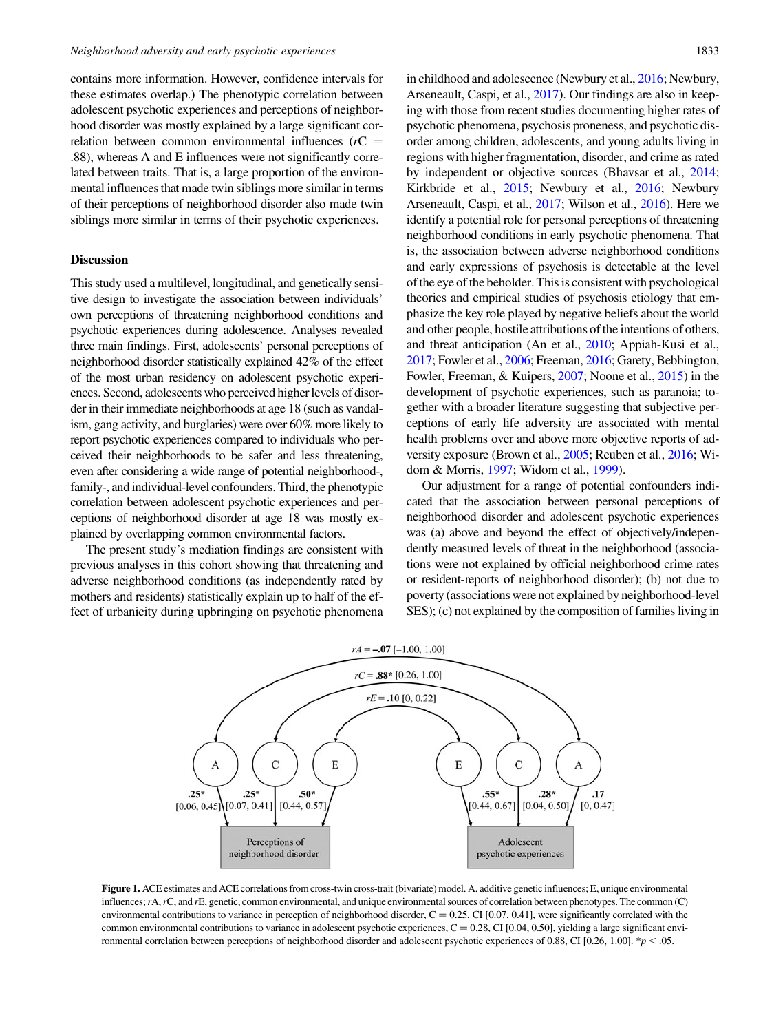contains more information. However, confidence intervals for these estimates overlap.) The phenotypic correlation between adolescent psychotic experiences and perceptions of neighborhood disorder was mostly explained by a large significant correlation between common environmental influences ($rC = .88$), whereas A and E influences were not significantly correlated between traits. That is, a large proportion of the environmental influences that made twin siblings more similar in terms of their perceptions of neighborhood disorder also made twin siblings more similar in terms of their psychotic experiences.

## Discussion

This study used a multilevel, longitudinal, and genetically sensitive design to investigate the association between individuals' own perceptions of threatening neighborhood conditions and psychotic experiences during adolescence. Analyses revealed three main findings. First, adolescents' personal perceptions of neighborhood disorder statistically explained 42% of the effect of the most urban residency on adolescent psychotic experiences. Second, adolescents who perceived higher levels of disorder in their immediate neighborhoods at age 18 (such as vandalism, gang activity, and burglaries) were over 60% more likely to report psychotic experiences compared to individuals who perceived their neighborhoods to be safer and less threatening, even after considering a wide range of potential neighborhood-, family-, and individual-level confounders. Third, the phenotypic correlation between adolescent psychotic experiences and perceptions of neighborhood disorder at age 18 was mostly explained by overlapping common environmental factors.

The present study's mediation findings are consistent with previous analyses in this cohort showing that threatening and adverse neighborhood conditions (as independently rated by mothers and residents) statistically explain up to half of the effect of urbanicity during upbringing on psychotic phenomena in childhood and adolescence (Newbury et al., 2016; Newbury, Arseneault, Caspi, et al., 2017). Our findings are also in keeping with those from recent studies documenting higher rates of psychotic phenomena, psychosis proneness, and psychotic disorder among children, adolescents, and young adults living in regions with higher fragmentation, disorder, and crime as rated by independent or objective sources (Bhavsar et al., 2014; Kirkbride et al., 2015; Newbury et al., 2016; Newbury Arseneault, Caspi, et al., 2017; Wilson et al., 2016). Here we identify a potential role for personal perceptions of threatening neighborhood conditions in early psychotic phenomena. That is, the association between adverse neighborhood conditions and early expressions of psychosis is detectable at the level of the eye of the beholder. This is consistent with psychological theories and empirical studies of psychosis etiology that emphasize the key role played by negative beliefs about the world and other people, hostile attributions of the intentions of others, and threat anticipation (An et al., 2010; Appiah-Kusi et al., 2017; Fowler et al., 2006; Freeman, 2016; Garety, Bebbington, Fowler, Freeman, & Kuipers, 2007; Noone et al., 2015) in the development of psychotic experiences, such as paranoia; together with a broader literature suggesting that subjective perceptions of early life adversity are associated with mental health problems over and above more objective reports of adversity exposure (Brown et al., 2005; Reuben et al., 2016; Widom & Morris, 1997; Widom et al., 1999).

Our adjustment for a range of potential confounders indicated that the association between personal perceptions of neighborhood disorder and adolescent psychotic experiences was (a) above and beyond the effect of objectively/independently measured levels of threat in the neighborhood (associations were not explained by official neighborhood crime rates or resident-reports of neighborhood disorder); (b) not due to poverty (associations were not explained by neighborhood-level SES); (c) not explained by the composition of families living in

**Figure 1.** ACE estimates and ACE correlations from cross-twin cross-trait (bivariate) model. A, additive genetic influences; E, unique environmental influences; $rA$, $rC$, and $rE$, genetic, common environmental, and unique environmental sources of correlation between phenotypes. The common (C) environmental contributions to variance in perception of neighborhood disorder, C = 0.25, CI [0.07, 0.41], were significantly correlated with the common environmental contributions to variance in adolescent psychotic experiences, C = 0.28, CI [0.04, 0.50], yielding a large significant environmental correlation between perceptions of neighborhood disorder and adolescent psychotic experiences of 0.88, CI [0.26, 1.00]. *$p < .05$.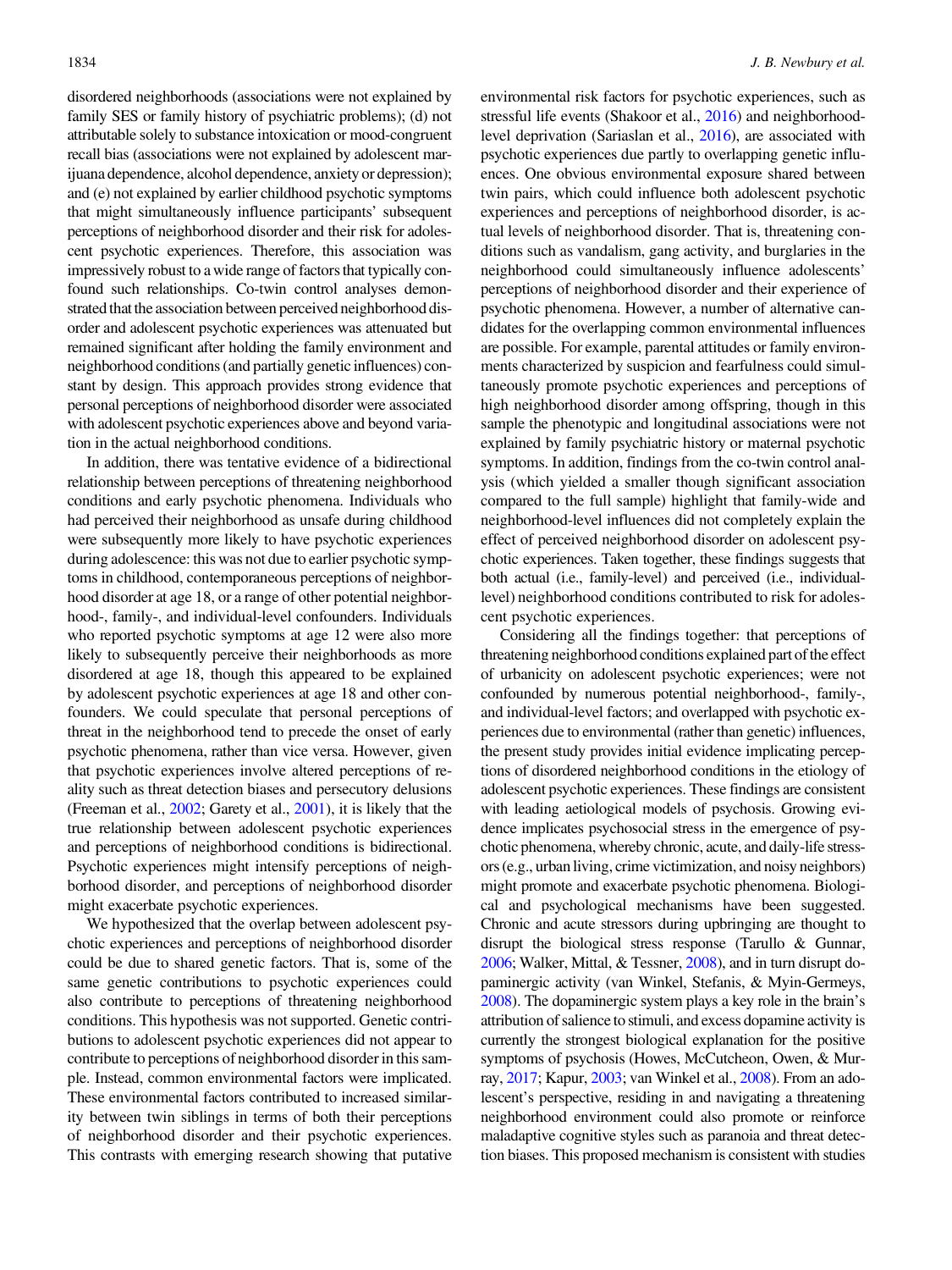disordered neighborhoods (associations were not explained by family SES or family history of psychiatric problems); (d) not attributable solely to substance intoxication or mood-congruent recall bias (associations were not explained by adolescent marijuana dependence, alcohol dependence, anxiety or depression); and (e) not explained by earlier childhood psychotic symptoms that might simultaneously influence participants' subsequent perceptions of neighborhood disorder and their risk for adolescent psychotic experiences. Therefore, this association was impressively robust to a wide range of factors that typically confound such relationships. Co-twin control analyses demonstrated that the association between perceived neighborhood disorder and adolescent psychotic experiences was attenuated but remained significant after holding the family environment and neighborhood conditions (and partially genetic influences) constant by design. This approach provides strong evidence that personal perceptions of neighborhood disorder were associated with adolescent psychotic experiences above and beyond variation in the actual neighborhood conditions.

In addition, there was tentative evidence of a bidirectional relationship between perceptions of threatening neighborhood conditions and early psychotic phenomena. Individuals who had perceived their neighborhood as unsafe during childhood were subsequently more likely to have psychotic experiences during adolescence: this was not due to earlier psychotic symptoms in childhood, contemporaneous perceptions of neighborhood disorder at age 18, or a range of other potential neighborhood-, family-, and individual-level confounders. Individuals who reported psychotic symptoms at age 12 were also more likely to subsequently perceive their neighborhoods as more disordered at age 18, though this appeared to be explained by adolescent psychotic experiences at age 18 and other confounders. We could speculate that personal perceptions of threat in the neighborhood tend to precede the onset of early psychotic phenomena, rather than vice versa. However, given that psychotic experiences involve altered perceptions of reality such as threat detection biases and persecutory delusions (Freeman et al., 2002; Garety et al., 2001), it is likely that the true relationship between adolescent psychotic experiences and perceptions of neighborhood conditions is bidirectional. Psychotic experiences might intensify perceptions of neighborhood disorder, and perceptions of neighborhood disorder might exacerbate psychotic experiences.

We hypothesized that the overlap between adolescent psychotic experiences and perceptions of neighborhood disorder could be due to shared genetic factors. That is, some of the same genetic contributions to psychotic experiences could also contribute to perceptions of threatening neighborhood conditions. This hypothesis was not supported. Genetic contributions to adolescent psychotic experiences did not appear to contribute to perceptions of neighborhood disorder in this sample. Instead, common environmental factors were implicated. These environmental factors contributed to increased similarity between twin siblings in terms of both their perceptions of neighborhood disorder and their psychotic experiences. This contrasts with emerging research showing that putative environmental risk factors for psychotic experiences, such as stressful life events (Shakoor et al., 2016) and neighborhood-level deprivation (Sariaslan et al., 2016), are associated with psychotic experiences due partly to overlapping genetic influences. One obvious environmental exposure shared between twin pairs, which could influence both adolescent psychotic experiences and perceptions of neighborhood disorder, is actual levels of neighborhood disorder. That is, threatening conditions such as vandalism, gang activity, and burglaries in the neighborhood could simultaneously influence adolescents' perceptions of neighborhood disorder and their experience of psychotic phenomena. However, a number of alternative candidates for the overlapping common environmental influences are possible. For example, parental attitudes or family environments characterized by suspicion and fearfulness could simultaneously promote psychotic experiences and perceptions of high neighborhood disorder among offspring, though in this sample the phenotypic and longitudinal associations were not explained by family psychiatric history or maternal psychotic symptoms. In addition, findings from the co-twin control analysis (which yielded a smaller though significant association compared to the full sample) highlight that family-wide and neighborhood-level influences did not completely explain the effect of perceived neighborhood disorder on adolescent psychotic experiences. Taken together, these findings suggests that both actual (i.e., family-level) and perceived (i.e., individual-level) neighborhood conditions contributed to risk for adolescent psychotic experiences.

Considering all the findings together: that perceptions of threatening neighborhood conditions explained part of the effect of urbanicity on adolescent psychotic experiences; were not confounded by numerous potential neighborhood-, family-, and individual-level factors; and overlapped with psychotic experiences due to environmental (rather than genetic) influences, the present study provides initial evidence implicating perceptions of disordered neighborhood conditions in the etiology of adolescent psychotic experiences. These findings are consistent with leading aetiological models of psychosis. Growing evidence implicates psychosocial stress in the emergence of psychotic phenomena, whereby chronic, acute, and daily-life stressors (e.g., urban living, crime victimization, and noisy neighbors) might promote and exacerbate psychotic phenomena. Biological and psychological mechanisms have been suggested. Chronic and acute stressors during upbringing are thought to disrupt the biological stress response (Tarullo & Gunnar, 2006; Walker, Mittal, & Tessner, 2008), and in turn disrupt dopaminergic activity (van Winkel, Stefanis, & Myin-Germeys, 2008). The dopaminergic system plays a key role in the brain's attribution of salience to stimuli, and excess dopamine activity is currently the strongest biological explanation for the positive symptoms of psychosis (Howes, McCutcheon, Owen, & Murray, 2017; Kapur, 2003; van Winkel et al., 2008). From an adolescent's perspective, residing in and navigating a threatening neighborhood environment could also promote or reinforce maladaptive cognitive styles such as paranoia and threat detection biases. This proposed mechanism is consistent with studies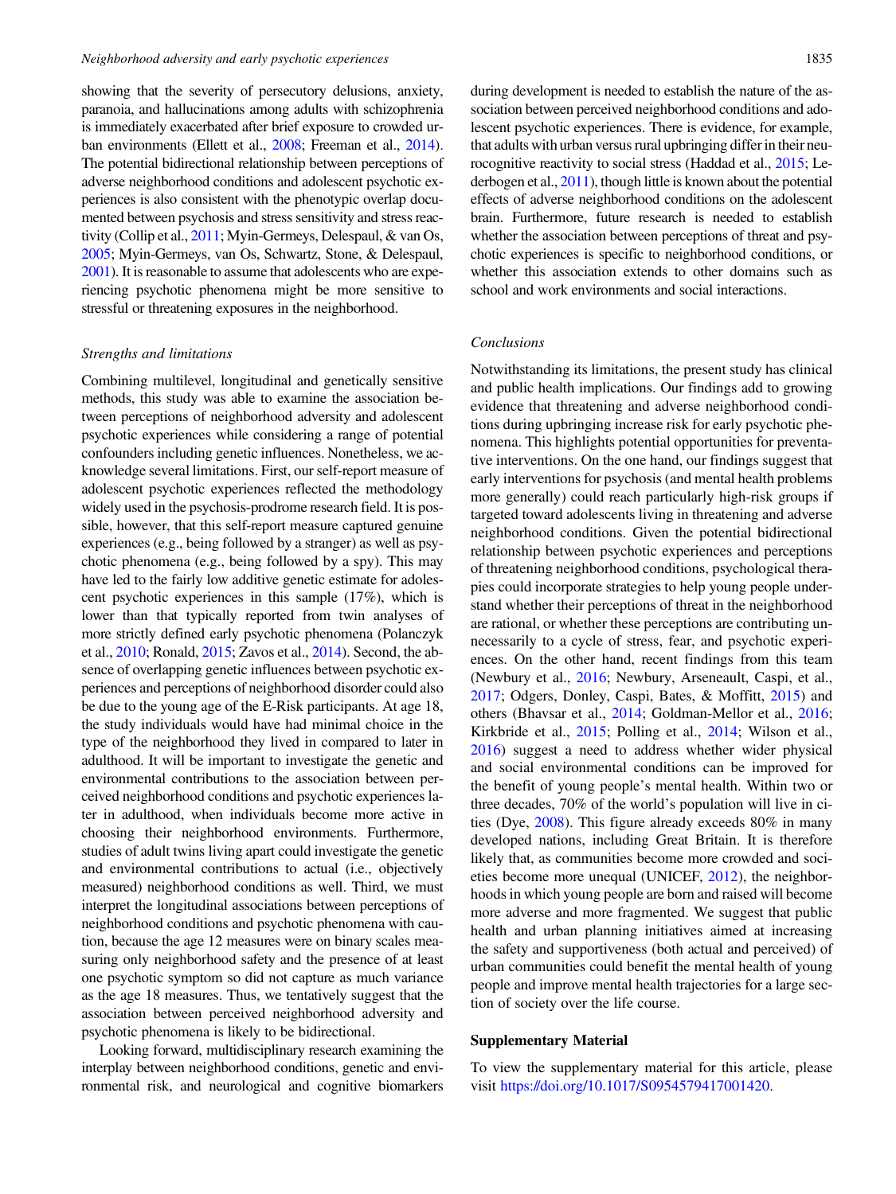showing that the severity of persecutory delusions, anxiety, paranoia, and hallucinations among adults with schizophrenia is immediately exacerbated after brief exposure to crowded urban environments (Ellett et al., 2008; Freeman et al., 2014). The potential bidirectional relationship between perceptions of adverse neighborhood conditions and adolescent psychotic experiences is also consistent with the phenotypic overlap documented between psychosis and stress sensitivity and stress reactivity (Collip et al., 2011; Myin-Germeys, Delespaul, & van Os, 2005; Myin-Germeys, van Os, Schwartz, Stone, & Delespaul, 2001). It is reasonable to assume that adolescents who are experiencing psychotic phenomena might be more sensitive to stressful or threatening exposures in the neighborhood.

### *Strengths and limitations*

Combining multilevel, longitudinal and genetically sensitive methods, this study was able to examine the association between perceptions of neighborhood adversity and adolescent psychotic experiences while considering a range of potential confounders including genetic influences. Nonetheless, we acknowledge several limitations. First, our self-report measure of adolescent psychotic experiences reflected the methodology widely used in the psychosis-prodrome research field. It is possible, however, that this self-report measure captured genuine experiences (e.g., being followed by a stranger) as well as psychotic phenomena (e.g., being followed by a spy). This may have led to the fairly low additive genetic estimate for adolescent psychotic experiences in this sample (17%), which is lower than that typically reported from twin analyses of more strictly defined early psychotic phenomena (Polanczyk et al., 2010; Ronald, 2015; Zavos et al., 2014). Second, the absence of overlapping genetic influences between psychotic experiences and perceptions of neighborhood disorder could also be due to the young age of the E-Risk participants. At age 18, the study individuals would have had minimal choice in the type of the neighborhood they lived in compared to later in adulthood. It will be important to investigate the genetic and environmental contributions to the association between perceived neighborhood conditions and psychotic experiences later in adulthood, when individuals become more active in choosing their neighborhood environments. Furthermore, studies of adult twins living apart could investigate the genetic and environmental contributions to actual (i.e., objectively measured) neighborhood conditions as well. Third, we must interpret the longitudinal associations between perceptions of neighborhood conditions and psychotic phenomena with caution, because the age 12 measures were on binary scales measuring only neighborhood safety and the presence of at least one psychotic symptom so did not capture as much variance as the age 18 measures. Thus, we tentatively suggest that the association between perceived neighborhood adversity and psychotic phenomena is likely to be bidirectional.

Looking forward, multidisciplinary research examining the interplay between neighborhood conditions, genetic and environmental risk, and neurological and cognitive biomarkers during development is needed to establish the nature of the association between perceived neighborhood conditions and adolescent psychotic experiences. There is evidence, for example, that adults with urban versus rural upbringing differ in their neurocognitive reactivity to social stress (Haddad et al., 2015; Lederbogen et al., 2011), though little is known about the potential effects of adverse neighborhood conditions on the adolescent brain. Furthermore, future research is needed to establish whether the association between perceptions of threat and psychotic experiences is specific to neighborhood conditions, or whether this association extends to other domains such as school and work environments and social interactions.

### *Conclusions*

Notwithstanding its limitations, the present study has clinical and public health implications. Our findings add to growing evidence that threatening and adverse neighborhood conditions during upbringing increase risk for early psychotic phenomena. This highlights potential opportunities for preventative interventions. On the one hand, our findings suggest that early interventions for psychosis (and mental health problems more generally) could reach particularly high-risk groups if targeted toward adolescents living in threatening and adverse neighborhood conditions. Given the potential bidirectional relationship between psychotic experiences and perceptions of threatening neighborhood conditions, psychological therapies could incorporate strategies to help young people understand whether their perceptions of threat in the neighborhood are rational, or whether these perceptions are contributing unnecessarily to a cycle of stress, fear, and psychotic experiences. On the other hand, recent findings from this team (Newbury et al., 2016; Newbury, Arseneault, Caspi, et al., 2017; Odgers, Donley, Caspi, Bates, & Moffitt, 2015) and others (Bhavsar et al., 2014; Goldman-Mellor et al., 2016; Kirkbride et al., 2015; Polling et al., 2014; Wilson et al., 2016) suggest a need to address whether wider physical and social environmental conditions can be improved for the benefit of young people's mental health. Within two or three decades, 70% of the world's population will live in cities (Dye, 2008). This figure already exceeds 80% in many developed nations, including Great Britain. It is therefore likely that, as communities become more crowded and societies become more unequal (UNICEF, 2012), the neighborhoods in which young people are born and raised will become more adverse and more fragmented. We suggest that public health and urban planning initiatives aimed at increasing the safety and supportiveness (both actual and perceived) of urban communities could benefit the mental health of young people and improve mental health trajectories for a large section of society over the life course.

## Supplementary Material

To view the supplementary material for this article, please visit https://doi.org/10.1017/S0954579417001420.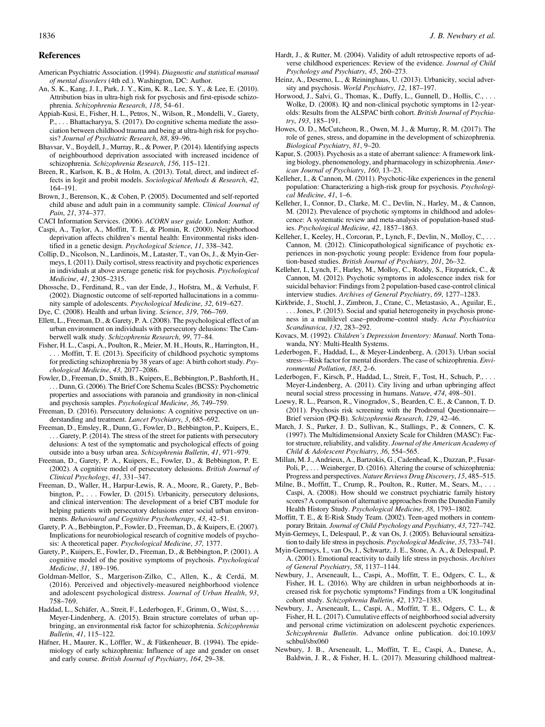## References

American Psychiatric Association. (1994). *Diagnostic and statistical manual of mental disorders* (4th ed.). Washington, DC: Author.

An, S. K., Kang, J. I., Park, J. Y., Kim, K. R., Lee, S. Y., & Lee, E. (2010). Attribution bias in ultra-high risk for psychosis and first-episode schizophrenia. *Schizophrenia Research*, *118*, 54–61.

Appiah-Kusi, E., Fisher, H. L., Petros, N., Wilson, R., Mondelli, V., Garety, P., . . . Bhattacharyya, S. (2017). Do cognitive schema mediate the association between childhood trauma and being at ultra-high risk for psychosis? *Journal of Psychiatric Research*, *88*, 89–96.

Bhavsar, V., Boydell, J., Murray, R., & Power, P. (2014). Identifying aspects of neighbourhood deprivation associated with increased incidence of schizophrenia. *Schizophrenia Research*, *156*, 115–121.

Breen, R., Karlson, K. B., & Holm, A. (2013). Total, direct, and indirect effects in logit and probit models. *Sociological Methods & Research*, *42*, 164–191.

Brown, J., Berenson, K., & Cohen, P. (2005). Documented and self-reported child abuse and adult pain in a community sample. *Clinical Journal of Pain*, *21*, 374–377.

CACI Information Services. (2006). *ACORN user guide*. London: Author.

Caspi, A., Taylor, A., Moffitt, T. E., & Plomin, R. (2000). Neighborhood deprivation affects children's mental health: Environmental risks identified in a genetic design. *Psychological Science*, *11*, 338–342.

Collip, D., Nicolson, N., Lardinois, M., Lataster, T., van Os, J., & Myin-Germeys, I. (2011). Daily cortisol, stress reactivity and psychotic experiences in individuals at above average genetic risk for psychosis. *Psychological Medicine*, *41*, 2305–2315.

Dhossche, D., Ferdinand, R., van der Ende, J., Hofstra, M., & Verhulst, F. (2002). Diagnostic outcome of self-reported hallucinations in a community sample of adolescents. *Psychological Medicine*, *32*, 619–627.

Dye, C. (2008). Health and urban living. *Science*, *319*, 766–769.

Ellett, L., Freeman, D., & Garety, P. A. (2008). The psychological effect of an urban environment on individuals with persecutory delusions: The Camberwell walk study. *Schizophrenia Research*, *99*, 77–84.

Fisher, H. L., Caspi, A., Poulton, R., Meier, M. H., Houts, R., Harrington, H., . . . Moffitt, T. E. (2013). Specificity of childhood psychotic symptoms for predicting schizophrenia by 38 years of age: A birth cohort study. *Psychological Medicine*, *43*, 2077–2086.

Fowler, D., Freeman, D., Smith, B., Kuipers, E., Bebbington, P., Bashforth, H., . . . Dunn, G. (2006). The Brief Core Schema Scales (BCSS): Psychometric properties and associations with paranoia and grandiosity in non-clinical and psychosis samples. *Psychological Medicine*, *36*, 749–759.

Freeman, D. (2016). Persecutory delusions: A cognitive perspective on understanding and treatment. *Lancet Psychiatry*, *3*, 685–692.

Freeman, D., Emsley, R., Dunn, G., Fowler, D., Bebbington, P., Kuipers, E., . . . Garety, P. (2014). The stress of the street for patients with persecutory delusions: A test of the symptomatic and psychological effects of going outside into a busy urban area. *Schizophrenia Bulletin*, *41*, 971–979.

Freeman, D., Garety, P. A., Kuipers, E., Fowler, D., & Bebbington, P. E. (2002). A cognitive model of persecutory delusions. *British Journal of Clinical Psychology*, *41*, 331–347.

Freeman, D., Waller, H., Harpur-Lewis, R. A., Moore, R., Garety, P., Bebbington, P., . . . Fowler, D. (2015). Urbanicity, persecutory delusions, and clinical intervention: The development of a brief CBT module for helping patients with persecutory delusions enter social urban environments. *Behavioural and Cognitive Psychotherapy*, *43*, 42–51.

Garety, P. A., Bebbington, P., Fowler, D., Freeman, D., & Kuipers, E. (2007). Implications for neurobiological research of cognitive models of psychosis: A theoretical paper. *Psychological Medicine*, *37*, 1377.

Garety, P., Kuipers, E., Fowler, D., Freeman, D., & Bebbington, P. (2001). A cognitive model of the positive symptoms of psychosis. *Psychological Medicine*, *31*, 189–196.

Goldman-Mellor, S., Margerison-Zilko, C., Allen, K., & Cerdá, M. (2016). Perceived and objectively-measured neighborhood violence and adolescent psychological distress. *Journal of Urban Health*, *93*, 758–769.

Haddad, L., Schäfer, A., Streit, F., Lederbogen, F., Grimm, O., Wüst, S., . . . Meyer-Lindenberg, A. (2015). Brain structure correlates of urban upbringing, an environmental risk factor for schizophrenia. *Schizophrenia Bulletin*, *41*, 115–122.

Häfner, H., Maurer, K., Löffler, W., & Fätkenheuer, B. (1994). The epidemiology of early schizophrenia: Influence of age and gender on onset and early course. *British Journal of Psychiatry*, *164*, 29–38.

Hardt, J., & Rutter, M. (2004). Validity of adult retrospective reports of adverse childhood experiences: Review of the evidence. *Journal of Child Psychology and Psychiatry*, *45*, 260–273.

Heinz, A., Deserno, L., & Reininghaus, U. (2013). Urbanicity, social adversity and psychosis. *World Psychiatry*, *12*, 187–197.

Horwood, J., Salvi, G., Thomas, K., Duffy, L., Gunnell, D., Hollis, C., . . . Wolke, D. (2008). IQ and non-clinical psychotic symptoms in 12-year-olds: Results from the ALSPAC birth cohort. *British Journal of Psychiatry*, *193*, 185–191.

Howes, O. D., McCutcheon, R., Owen, M. J., & Murray, R. M. (2017). The role of genes, stress, and dopamine in the development of schizophrenia. *Biological Psychiatry*, *81*, 9–20.

Kapur, S. (2003). Psychosis as a state of aberrant salience: A framework linking biology, phenomenology, and pharmacology in schizophrenia. *American Journal of Psychiatry*, *160*, 13–23.

Kelleher, I., & Cannon, M. (2011). Psychotic-like experiences in the general population: Characterizing a high-risk group for psychosis. *Psychological Medicine*, *41*, 1–6.

Kelleher, I., Connor, D., Clarke, M. C., Devlin, N., Harley, M., & Cannon, M. (2012). Prevalence of psychotic symptoms in childhood and adolescence: A systematic review and meta-analysis of population-based studies. *Psychological Medicine*, *42*, 1857–1863.

Kelleher, I., Keeley, H., Corcoran, P., Lynch, F., Devlin, N., Molloy, C., . . . Cannon, M. (2012). Clinicopathological significance of psychotic experiences in non-psychotic young people: Evidence from four population-based studies. *British Journal of Psychiatry*, *201*, 26–32.

Kelleher, I., Lynch, F., Harley, M., Molloy, C., Roddy, S., Fitzpatrick, C., & Cannon, M. (2012). Psychotic symptoms in adolescence index risk for suicidal behavior: Findings from 2 population-based case-control clinical interview studies. *Archives of General Psychiatry*, *69*, 1277–1283.

Kirkbride, J., Stochl, J., Zimbron, J., Crane, C., Metastasio, A., Aguilar, E., . . . Jones, P. (2015). Social and spatial heterogeneity in psychosis proneness in a multilevel case–prodrome–control study. *Acta Psychiatrica Scandinavica*, *132*, 283–292.

Kovacs, M. (1992). *Children's Depression Inventory: Manual*. North Tonawanda, NY: Multi-Health Systems.

Lederbogen, F., Haddad, L., & Meyer-Lindenberg, A. (2013). Urban social stress—Risk factor for mental disorders. The case of schizophrenia. *Environmental Pollution*, *183*, 2–6.

Lederbogen, F., Kirsch, P., Haddad, L., Streit, F., Tost, H., Schuch, P., . . . Meyer-Lindenberg, A. (2011). City living and urban upbringing affect neural social stress processing in humans. *Nature*, *474*, 498–501.

Loewy, R. L., Pearson, R., Vinogradov, S., Bearden, C. E., & Cannon, T. D. (2011). Psychosis risk screening with the Prodromal Questionnaire—Brief version (PQ-B). *Schizophrenia Research*, *129*, 42–46.

March, J. S., Parker, J. D., Sullivan, K., Stallings, P., & Conners, C. K. (1997). The Multidimensional Anxiety Scale for Children (MASC): Factor structure, reliability, and validity. *Journal of the American Academy of Child & Adolescent Psychiatry*, *36*, 554–565.

Millan, M. J., Andrieux, A., Bartzokis, G., Cadenhead, K., Dazzan, P., Fusar-Poli, P., . . . Weinberger, D. (2016). Altering the course of schizophrenia: Progress and perspectives. *Nature Reviews Drug Discovery*, *15*, 485–515.

Milne, B., Moffitt, T., Crump, R., Poulton, R., Rutter, M., Sears, M., . . . Caspi, A. (2008). How should we construct psychiatric family history scores? A comparison of alternative approaches from the Dunedin Family Health History Study. *Psychological Medicine*, *38*, 1793–1802.

Moffitt, T. E., & E-Risk Study Team. (2002). Teen-aged mothers in contemporary Britain. *Journal of Child Psychology and Psychiatry*, *43*, 727–742.

Myin-Germeys, I., Delespaul, P., & van Os, J. (2005). Behavioural sensitization to daily life stress in psychosis. *Psychological Medicine*, *35*, 733–741.

Myin-Germeys, I., van Os, J., Schwartz, J. E., Stone, A. A., & Delespaul, P. A. (2001). Emotional reactivity to daily life stress in psychosis. *Archives of General Psychiatry*, *58*, 1137–1144.

Newbury, J., Arseneault, L., Caspi, A., Moffitt, T. E., Odgers, C. L., & Fisher, H. L. (2016). Why are children in urban neighborhoods at increased risk for psychotic symptoms? Findings from a UK longitudinal cohort study. *Schizophrenia Bulletin*, *42*, 1372–1383.

Newbury, J., Arseneault, L., Caspi, A., Moffitt, T. E., Odgers, C. L., & Fisher, H. L. (2017). Cumulative effects of neighborhood social adversity and personal crime victimization on adolescent psychotic experiences. *Schizophrenia Bulletin*. Advance online publication. doi:10.1093/schbul/sbx060

Newbury, J. B., Arseneault, L., Moffitt, T. E., Caspi, A., Danese, A., Baldwin, J. R., & Fisher, H. L. (2017). Measuring childhood maltreat-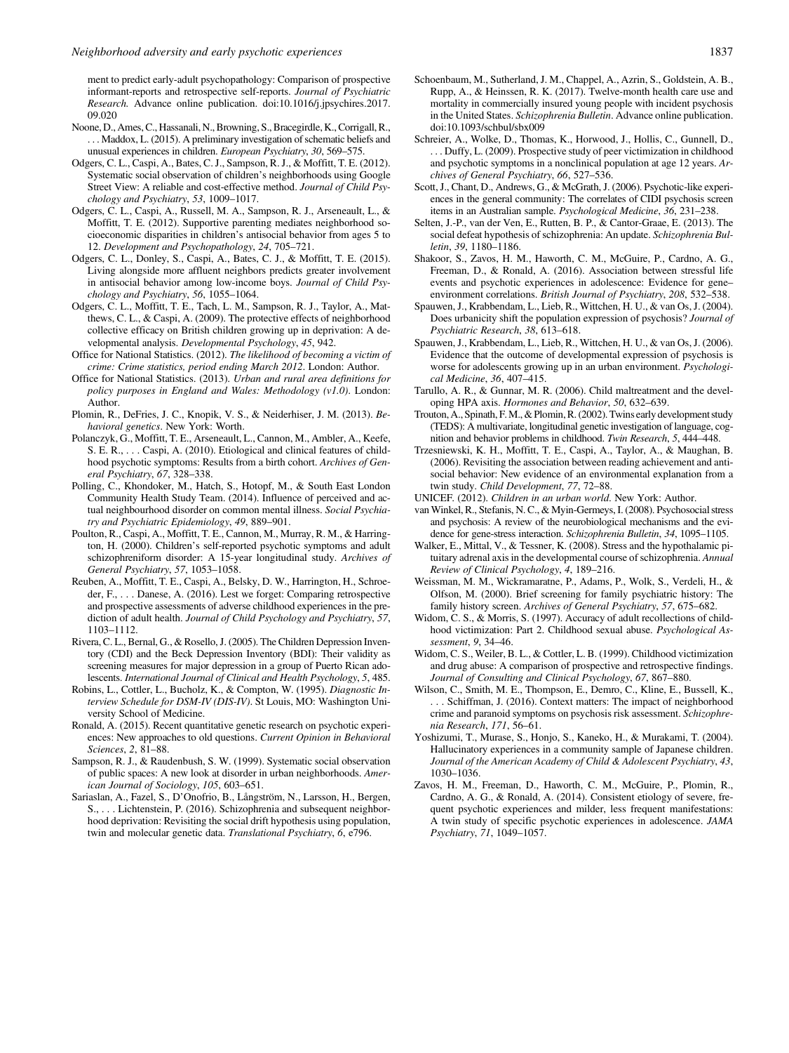ment to predict early-adult psychopathology: Comparison of prospective informant-reports and retrospective self-reports. *Journal of Psychiatric Research.* Advance online publication. doi:10.1016/j.jpsychires.2017.09.020

Noone, D., Ames, C., Hassanali, N., Browning, S., Bracegirdle, K., Corrigall, R., . . . Maddox, L. (2015). A preliminary investigation of schematic beliefs and unusual experiences in children. *European Psychiatry*, *30*, 569–575.

Odgers, C. L., Caspi, A., Bates, C. J., Sampson, R. J., & Moffitt, T. E. (2012). Systematic social observation of children's neighborhoods using Google Street View: A reliable and cost-effective method. *Journal of Child Psychology and Psychiatry*, *53*, 1009–1017.

Odgers, C. L., Caspi, A., Russell, M. A., Sampson, R. J., Arseneault, L., & Moffitt, T. E. (2012). Supportive parenting mediates neighborhood socioeconomic disparities in children's antisocial behavior from ages 5 to 12. *Development and Psychopathology*, *24*, 705–721.

Odgers, C. L., Donley, S., Caspi, A., Bates, C. J., & Moffitt, T. E. (2015). Living alongside more affluent neighbors predicts greater involvement in antisocial behavior among low-income boys. *Journal of Child Psychology and Psychiatry*, *56*, 1055–1064.

Odgers, C. L., Moffitt, T. E., Tach, L. M., Sampson, R. J., Taylor, A., Matthews, C. L., & Caspi, A. (2009). The protective effects of neighborhood collective efficacy on British children growing up in deprivation: A developmental analysis. *Developmental Psychology*, *45*, 942.

Office for National Statistics. (2012). *The likelihood of becoming a victim of crime: Crime statistics, period ending March 2012*. London: Author.

Office for National Statistics. (2013). *Urban and rural area definitions for policy purposes in England and Wales: Methodology (v1.0)*. London: Author.

Plomin, R., DeFries, J. C., Knopik, V. S., & Neiderhiser, J. M. (2013). *Behavioral genetics*. New York: Worth.

Polanczyk, G., Moffitt, T. E., Arseneault, L., Cannon, M., Ambler, A., Keefe, S. E. R., . . . Caspi, A. (2010). Etiological and clinical features of childhood psychotic symptoms: Results from a birth cohort. *Archives of General Psychiatry*, *67*, 328–338.

Polling, C., Khondoker, M., Hatch, S., Hotopf, M., & South East London Community Health Study Team. (2014). Influence of perceived and actual neighbourhood disorder on common mental illness. *Social Psychiatry and Psychiatric Epidemiology*, *49*, 889–901.

Poulton, R., Caspi, A., Moffitt, T. E., Cannon, M., Murray, R. M., & Harrington, H. (2000). Children's self-reported psychotic symptoms and adult schizophreniform disorder: A 15-year longitudinal study. *Archives of General Psychiatry*, *57*, 1053–1058.

Reuben, A., Moffitt, T. E., Caspi, A., Belsky, D. W., Harrington, H., Schroeder, F., . . . Danese, A. (2016). Lest we forget: Comparing retrospective and prospective assessments of adverse childhood experiences in the prediction of adult health. *Journal of Child Psychology and Psychiatry*, *57*, 1103–1112.

Rivera, C. L., Bernal, G., & Rosello, J. (2005). The Children Depression Inventory (CDI) and the Beck Depression Inventory (BDI): Their validity as screening measures for major depression in a group of Puerto Rican adolescents. *International Journal of Clinical and Health Psychology*, *5*, 485.

Robins, L., Cottler, L., Bucholz, K., & Compton, W. (1995). *Diagnostic Interview Schedule for DSM-IV (DIS-IV)*. St Louis, MO: Washington University School of Medicine.

Ronald, A. (2015). Recent quantitative genetic research on psychotic experiences: New approaches to old questions. *Current Opinion in Behavioral Sciences*, *2*, 81–88.

Sampson, R. J., & Raudenbush, S. W. (1999). Systematic social observation of public spaces: A new look at disorder in urban neighborhoods. *American Journal of Sociology*, *105*, 603–651.

Sariaslan, A., Fazel, S., D'Onofrio, B., Långström, N., Larsson, H., Bergen, S., . . . Lichtenstein, P. (2016). Schizophrenia and subsequent neighborhood deprivation: Revisiting the social drift hypothesis using population, twin and molecular genetic data. *Translational Psychiatry*, *6*, e796.

Schoenbaum, M., Sutherland, J. M., Chappel, A., Azrin, S., Goldstein, A. B., Rupp, A., & Heinssen, R. K. (2017). Twelve-month health care use and mortality in commercially insured young people with incident psychosis in the United States. *Schizophrenia Bulletin*. Advance online publication. doi:10.1093/schbul/sbx009

Schreier, A., Wolke, D., Thomas, K., Horwood, J., Hollis, C., Gunnell, D., . . . Duffy, L. (2009). Prospective study of peer victimization in childhood and psychotic symptoms in a nonclinical population at age 12 years. *Archives of General Psychiatry*, *66*, 527–536.

Scott, J., Chant, D., Andrews, G., & McGrath, J. (2006). Psychotic-like experiences in the general community: The correlates of CIDI psychosis screen items in an Australian sample. *Psychological Medicine*, *36*, 231–238.

Selten, J.-P., van der Ven, E., Rutten, B. P., & Cantor-Graae, E. (2013). The social defeat hypothesis of schizophrenia: An update. *Schizophrenia Bulletin*, *39*, 1180–1186.

Shakoor, S., Zavos, H. M., Haworth, C. M., McGuire, P., Cardno, A. G., Freeman, D., & Ronald, A. (2016). Association between stressful life events and psychotic experiences in adolescence: Evidence for gene–environment correlations. *British Journal of Psychiatry*, *208*, 532–538.

Spauwen, J., Krabbendam, L., Lieb, R., Wittchen, H. U., & van Os, J. (2004). Does urbanicity shift the population expression of psychosis? *Journal of Psychiatric Research*, *38*, 613–618.

Spauwen, J., Krabbendam, L., Lieb, R., Wittchen, H. U., & van Os, J. (2006). Evidence that the outcome of developmental expression of psychosis is worse for adolescents growing up in an urban environment. *Psychological Medicine*, *36*, 407–415.

Tarullo, A. R., & Gunnar, M. R. (2006). Child maltreatment and the developing HPA axis. *Hormones and Behavior*, *50*, 632–639.

Trouton, A., Spinath, F. M., & Plomin, R. (2002). Twins early development study (TEDS): A multivariate, longitudinal genetic investigation of language, cognition and behavior problems in childhood. *Twin Research*, *5*, 444–448.

Trzesniewski, K. H., Moffitt, T. E., Caspi, A., Taylor, A., & Maughan, B. (2006). Revisiting the association between reading achievement and antisocial behavior: New evidence of an environmental explanation from a twin study. *Child Development*, *77*, 72–88.

UNICEF. (2012). *Children in an urban world*. New York: Author.

van Winkel, R., Stefanis, N. C., & Myin-Germeys, I. (2008). Psychosocial stress and psychosis: A review of the neurobiological mechanisms and the evidence for gene-stress interaction. *Schizophrenia Bulletin*, *34*, 1095–1105.

Walker, E., Mittal, V., & Tessner, K. (2008). Stress and the hypothalamic pituitary adrenal axis in the developmental course of schizophrenia. *Annual Review of Clinical Psychology*, *4*, 189–216.

Weissman, M. M., Wickramaratne, P., Adams, P., Wolk, S., Verdeli, H., & Olfson, M. (2000). Brief screening for family psychiatric history: The family history screen. *Archives of General Psychiatry*, *57*, 675–682.

Widom, C. S., & Morris, S. (1997). Accuracy of adult recollections of childhood victimization: Part 2. Childhood sexual abuse. *Psychological Assessment*, *9*, 34–46.

Widom, C. S., Weiler, B. L., & Cottler, L. B. (1999). Childhood victimization and drug abuse: A comparison of prospective and retrospective findings. *Journal of Consulting and Clinical Psychology*, *67*, 867–880.

Wilson, C., Smith, M. E., Thompson, E., Demro, C., Kline, E., Bussell, K., . . . Schiffman, J. (2016). Context matters: The impact of neighborhood crime and paranoid symptoms on psychosis risk assessment. *Schizophrenia Research*, *171*, 56–61.

Yoshizumi, T., Murase, S., Honjo, S., Kaneko, H., & Murakami, T. (2004). Hallucinatory experiences in a community sample of Japanese children. *Journal of the American Academy of Child & Adolescent Psychiatry*, *43*, 1030–1036.

Zavos, H. M., Freeman, D., Haworth, C. M., McGuire, P., Plomin, R., Cardno, A. G., & Ronald, A. (2014). Consistent etiology of severe, frequent psychotic experiences and milder, less frequent manifestations: A twin study of specific psychotic experiences in adolescence. *JAMA Psychiatry*, *71*, 1049–1057.